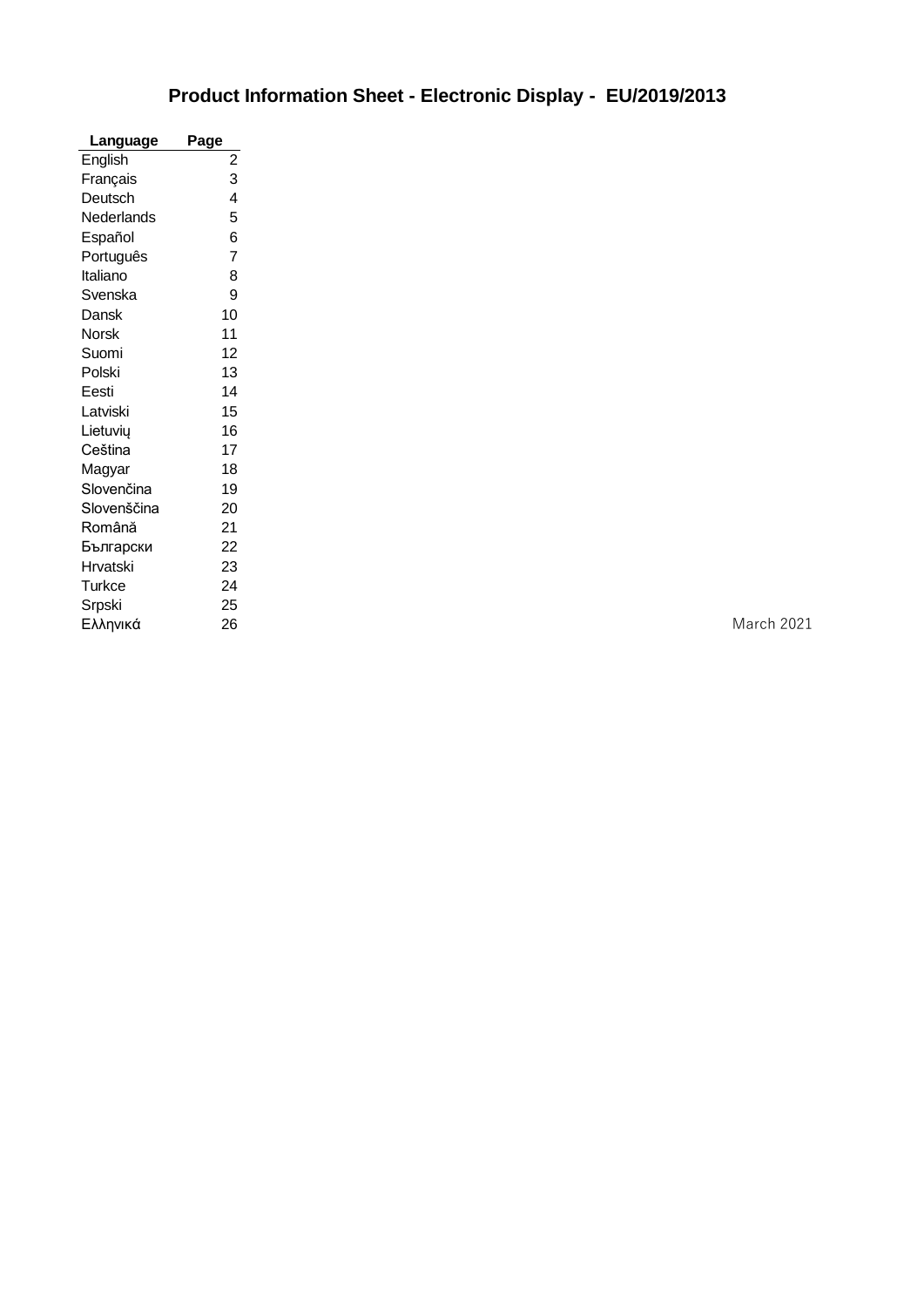# Product Information Sheet - Electronic Display - EU/2019/2013

| Language | Page |
|---|---|
| English | 2 |
| Français | 3 |
| Deutsch | 4 |
| Nederlands | 5 |
| Español | 6 |
| Português | 7 |
| Italiano | 8 |
| Svenska | 9 |
| Dansk | 10 |
| Norsk | 11 |
| Suomi | 12 |
| Polski | 13 |
| Eesti | 14 |
| Latviski | 15 |
| Lietuvių | 16 |
| Ceština | 17 |
| Magyar | 18 |
| Slovenčina | 19 |
| Slovenščina | 20 |
| Română | 21 |
| Български | 22 |
| Hrvatski | 23 |
| Turkce | 24 |
| Srpski | 25 |
| Ελληνικά | 26 |

March 2021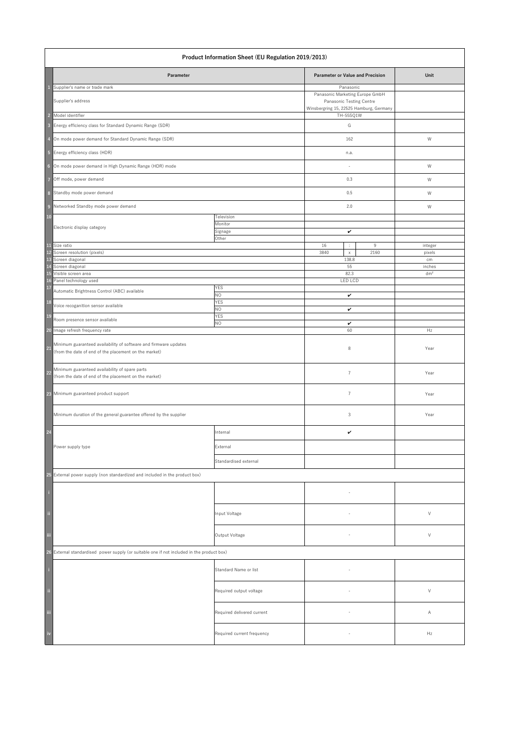**Product Information Sheet (EU Regulation 2019/2013)**

| | Parameter | | Parameter or Value and Precision | | | Unit |
|---|---|---|---|---|---|---|
| 1 | Supplier's name or trade mark | | Panasonic | | | |
| | Supplier's address | | Panasonic Marketing Europe GmbH<br>Panasonic Testing Centre<br>Winsbergring 15, 22525 Hamburg, Germany | | | |
| 2 | Model identifier | | TH-55SQ1W | | | |
| 3 | Energy efficiency class for Standard Dynamic Range (SDR) | | G | | | |
| 4 | On mode power demand for Standard Dynamic Range (SDR) | | 162 | | | W |
| 5 | Energy efficiency class (HDR) | | n.a. | | | |
| 6 | On mode power demand in High Dynamic Range (HDR) mode | | - | | | W |
| 7 | Off mode, power demand | | 0.3 | | | W |
| 8 | Standby mode power demand | | 0.5 | | | W |
| 9 | Networked Standby mode power demand | | 2.0 | | | W |
| 10 | Electronic display category | Television | | | | |
| | | Monitor | | | | |
| | | Signage | ✔ | | | |
| | | Other | | | | |
| 11 | Size ratio | | 16 | : | 9 | integer |
| 12 | Screen resolution (pixels) | | 3840 | x | 2160 | pixels |
| 13 | Screen diagonal | | 138.8 | | | cm |
| 14 | Screen diagonal | | 55 | | | inches |
| 15 | Visible screen area | | 82.3 | | | dm² |
| 16 | Panel technology used | | LED LCD | | | |
| 17 | Automatic Brightness Control (ABC) available | YES | | | | |
| | | NO | ✔ | | | |
| 18 | Voice recoganition sensor available | YES | | | | |
| | | NO | ✔ | | | |
| 19 | Room presence sensor available | YES | | | | |
| | | NO | ✔ | | | |
| 20 | Image refresh frequency rate | | 60 | | | Hz |
| 21 | Minimum guaranteed availability of software and firmware updates<br>(from the date of end of the placement on the market) | | 8 | | | Year |
| 22 | Minimum guaranteed availability of spare parts<br>(from the date of end of the placement on the market) | | 7 | | | Year |
| 23 | Minimum guaranteed product support | | 7 | | | Year |
| | Minimum duration of the general guarantee offered by the supplier | | 3 | | | Year |
| 24 | Power supply type | Internal | ✔ | | | |
| | | External | | | | |
| | | Standardised external | | | | |
| 25 | External power supply (non standardized and included in the product box) | | | | | |
| i | | | - | | | |
| ii | | Input Voltage | - | | | V |
| iii | | Output Voltage | - | | | V |
| 26 | External standardised power supply (or suitable one if not included in the product box) | | | | | |
| i | | Standard Name or list | - | | | |
| ii | | Required output voltage | - | | | V |
| iii | | Required delivered current | - | | | A |
| iv | | Required current frequency | - | | | Hz |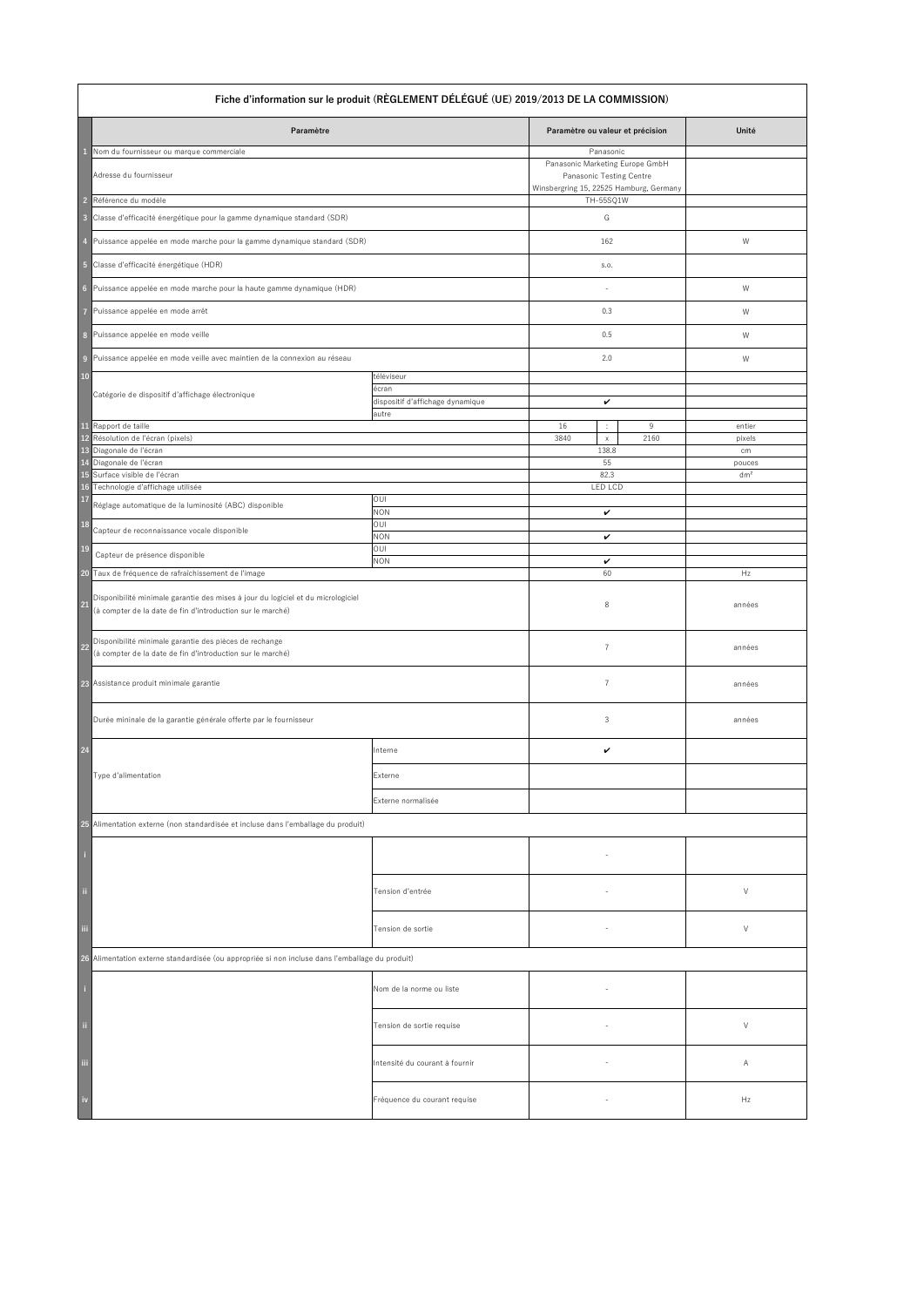| | Fiche d'information sur le produit (RÈGLEMENT DÉLÉGUÉ (UE) 2019/2013 DE LA COMMISSION) | | | | | |
|---|---|---|---|---|---|---|
| | **Paramètre** | | **Paramètre ou valeur et précision** | | | **Unité** |
| 1 | Nom du fournisseur ou marque commerciale | | Panasonic | | | |
| | Adresse du fournisseur | | Panasonic Marketing Europe GmbH Panasonic Testing Centre Winsbergring 15, 22525 Hamburg, Germany | | | |
| 2 | Référence du modèle | | TH-55SQ1W | | | |
| 3 | Classe d'efficacité énergétique pour la gamme dynamique standard (SDR) | | G | | | |
| 4 | Puissance appelée en mode marche pour la gamme dynamique standard (SDR) | | 162 | | | W |
| 5 | Classe d'efficacité énergétique (HDR) | | s.o. | | | |
| 6 | Puissance appelée en mode marche pour la haute gamme dynamique (HDR) | | - | | | W |
| 7 | Puissance appelée en mode arrêt | | 0.3 | | | W |
| 8 | Puissance appelée en mode veille | | 0.5 | | | W |
| 9 | Puissance appelée en mode veille avec maintien de la connexion au réseau | | 2.0 | | | W |
| 10 | Catégorie de dispositif d'affichage électronique | téléviseur | | | | |
| | | écran | | | | |
| | | dispositif d'affichage dynamique | ✔ | | | |
| | | autre | | | | |
| 11 | Rapport de taille | | 16 | : | 9 | entier |
| 12 | Résolution de l'écran (pixels) | | 3840 | x | 2160 | pixels |
| 13 | Diagonale de l'écran | | 138.8 | | | cm |
| 14 | Diagonale de l'écran | | 55 | | | pouces |
| 15 | Surface visible de l'écran | | 82.3 | | | dm² |
| 16 | Technologie d'affichage utilisée | | LED LCD | | | |
| 17 | Réglage automatique de la luminosité (ABC) disponible | OUI | | | | |
| | | NON | ✔ | | | |
| 18 | Capteur de reconnaissance vocale disponible | OUI | | | | |
| | | NON | ✔ | | | |
| 19 | Capteur de présence disponible | OUI | | | | |
| | | NON | ✔ | | | |
| 20 | Taux de fréquence de rafraîchissement de l'image | | 60 | | | Hz |
| 21 | Disponibilité minimale garantie des mises à jour du logiciel et du micrologiciel (à compter de la date de fin d'introduction sur le marché) | | 8 | | | années |
| 22 | Disponibilité minimale garantie des pièces de rechange (à compter de la date de fin d'introduction sur le marché) | | 7 | | | années |
| 23 | Assistance produit minimale garantie | | 7 | | | années |
| | Durée mininale de la garantie générale offerte par le fournisseur | | 3 | | | années |
| 24 | Type d'alimentation | Interne | ✔ | | | |
| | | Externe | | | | |
| | | Externe normalisée | | | | |
| 25 | Alimentation externe (non standardisée et incluse dans l'emballage du produit) | | | | | |
| i | | | - | | | |
| ii | | Tension d'entrée | - | | | V |
| iii | | Tension de sortie | - | | | V |
| 26 | Alimentation externe standardisée (ou appropriée si non incluse dans l'emballage du produit) | | | | | |
| i | | Nom de la norme ou liste | - | | | |
| ii | | Tension de sortie requise | - | | | V |
| iii | | Intensité du courant à fournir | - | | | A |
| iv | | Fréquence du courant requise | - | | | Hz |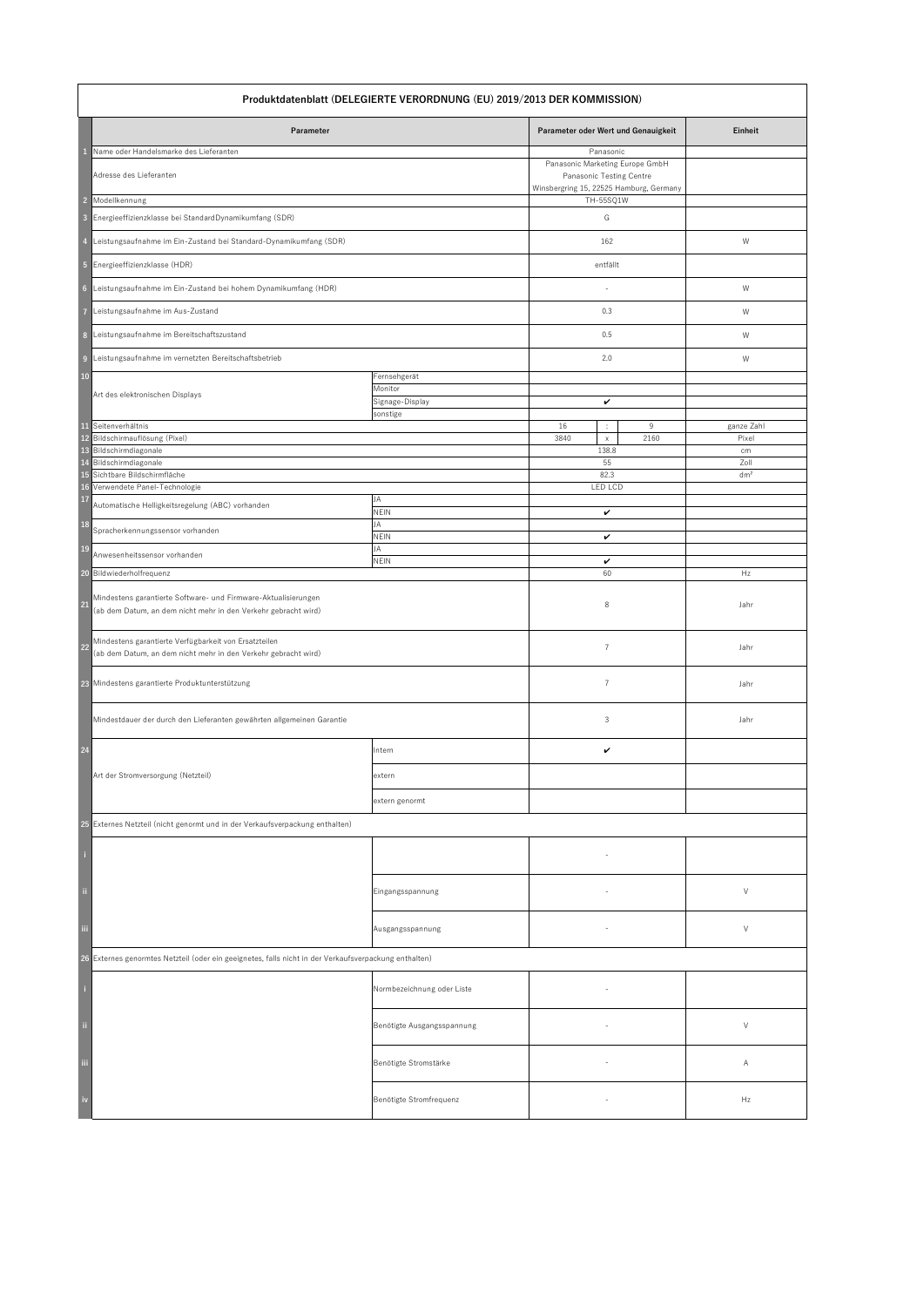| | Produktdatenblatt (DELEGIERTE VERORDNUNG (EU) 2019/2013 DER KOMMISSION) | | | | | |
|---|---|---|---|---|---|---|
| | **Parameter** | | **Parameter oder Wert und Genauigkeit** | | | **Einheit** |
| 1 | Name oder Handelsmarke des Lieferanten | | Panasonic | | | |
| | Adresse des Lieferanten | | Panasonic Marketing Europe GmbH<br>Panasonic Testing Centre<br>Winsbergring 15, 22525 Hamburg, Germany | | | |
| 2 | Modellkennung | | TH-55SQ1W | | | |
| 3 | Energieeffizienzklasse bei StandardDynamikumfang (SDR) | | G | | | |
| 4 | Leistungsaufnahme im Ein-Zustand bei Standard-Dynamikumfang (SDR) | | 162 | | | W |
| 5 | Energieeffizienzklasse (HDR) | | entfällt | | | |
| 6 | Leistungsaufnahme im Ein-Zustand bei hohem Dynamikumfang (HDR) | | - | | | W |
| 7 | Leistungsaufnahme im Aus-Zustand | | 0.3 | | | W |
| 8 | Leistungsaufnahme im Bereitschaftszustand | | 0.5 | | | W |
| 9 | Leistungsaufnahme im vernetzten Bereitschaftsbetrieb | | 2.0 | | | W |
| 10 | Art des elektronischen Displays | Fernsehgerät | | | | |
| | | Monitor | | | | |
| | | Signage-Display | ✔ | | | |
| | | sonstige | | | | |
| 11 | Seitenverhältnis | | 16 | : | 9 | ganze Zahl |
| 12 | Bildschirmauflösung (Pixel) | | 3840 | x | 2160 | Pixel |
| 13 | Bildschirmdiagonale | | 138.8 | | | cm |
| 14 | Bildschirmdiagonale | | 55 | | | Zoll |
| 15 | Sichtbare Bildschirmfläche | | 82.3 | | | dm² |
| 16 | Verwendete Panel-Technologie | | LED LCD | | | |
| 17 | Automatische Helligkeitsregelung (ABC) vorhanden | JA | | | | |
| | | NEIN | ✔ | | | |
| 18 | Spracherkennungssensor vorhanden | JA | | | | |
| | | NEIN | ✔ | | | |
| 19 | Anwesenheitssensor vorhanden | JA | | | | |
| | | NEIN | ✔ | | | |
| 20 | Bildwiederholfrequenz | | 60 | | | Hz |
| 21 | Mindestens garantierte Software- und Firmware-Aktualisierungen<br>(ab dem Datum, an dem nicht mehr in den Verkehr gebracht wird) | | 8 | | | Jahr |
| 22 | Mindestens garantierte Verfügbarkeit von Ersatzteilen<br>(ab dem Datum, an dem nicht mehr in den Verkehr gebracht wird) | | 7 | | | Jahr |
| 23 | Mindestens garantierte Produktunterstützung | | 7 | | | Jahr |
| | Mindestdauer der durch den Lieferanten gewährten allgemeinen Garantie | | 3 | | | Jahr |
| 24 | Art der Stromversorgung (Netzteil) | Intern | ✔ | | | |
| | | extern | | | | |
| | | extern genormt | | | | |
| 25 | Externes Netzteil (nicht genormt und in der Verkaufsverpackung enthalten) | | | | | |
| i | | | - | | | |
| ii | | Eingangsspannung | - | | | V |
| iii | | Ausgangsspannung | - | | | V |
| 26 | Externes genormtes Netzteil (oder ein geeignetes, falls nicht in der Verkaufsverpackung enthalten) | | | | | |
| i | | Normbezeichnung oder Liste | - | | | |
| ii | | Benötigte Ausgangsspannung | - | | | V |
| iii | | Benötigte Stromstärke | - | | | A |
| iv | | Benötigte Stromfrequenz | - | | | Hz |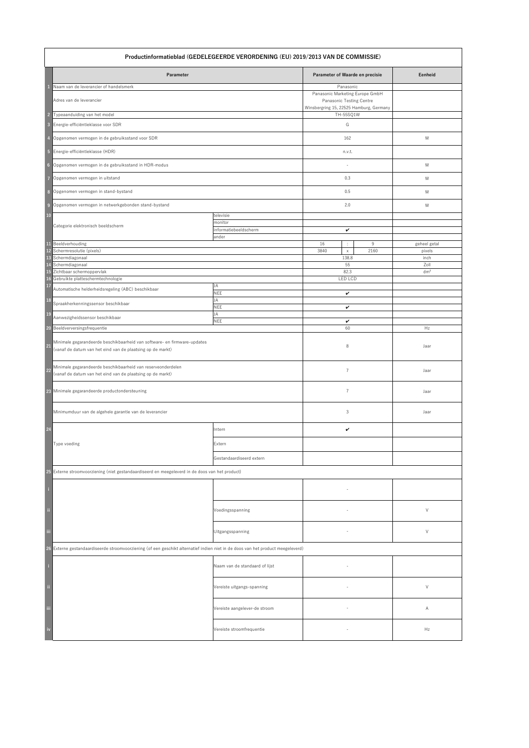| | Productinformatieblad (GEDELEGEERDE VERORDENING (EU) 2019/2013 VAN DE COMMISSIE) | | | | | |
|---|---|---|---|---|---|---|
| | **Parameter** | | **Parameter of Waarde en precisie** | | | **Eenheid** |
| 1 | Naam van de leverancier of handelsmerk | | Panasonic | | | |
| | Adres van de leverancier | | Panasonic Marketing Europe GmbH Panasonic Testing Centre Winsbergring 15, 22525 Hamburg, Germany | | | |
| 2 | Typeaanduiding van het model | | TH-55SQ1W | | | |
| 3 | Energie-efficiëntieklasse voor SDR | | G | | | |
| 4 | Opgenomen vermogen in de gebruiksstand voor SDR | | 162 | | | W |
| 5 | Energie-efficiëntieklasse (HDR) | | n.v.t. | | | |
| 6 | Opgenomen vermogen in de gebruiksstand in HDR-modus | | - | | | W |
| 7 | Opgenomen vermogen in uitstand | | 0.3 | | | W |
| 8 | Opgenomen vermogen in stand-bystand | | 0.5 | | | W |
| 9 | Opgenomen vermogen in netwerkgebonden stand-bystand | | 2.0 | | | W |
| 10 | Categorie elektronisch beeldscherm | televisie | | | | |
| | | monitor | | | | |
| | | informatiebeeldscherm | ✔ | | | |
| | | ander | | | | |
| 11 | Beeldverhouding | | 16 | : | 9 | geheel getal |
| 12 | Schermresolutie (pixels) | | 3840 | x | 2160 | pixels |
| 13 | Schermdiagonaal | | 138.8 | | | inch |
| 14 | Schermdiagonaal | | 55 | | | Zoll |
| 15 | Zichtbaar schermoppervlak | | 82.3 | | | dm² |
| 16 | Gebruikte platteschermtechnologie | | LED LCD | | | |
| 17 | Automatische helderheidsregeling (ABC) beschikbaar | JA | | | | |
| | | NEE | ✔ | | | |
| 18 | Spraakherkenningssensor beschikbaar | JA | | | | |
| | | NEE | ✔ | | | |
| 19 | Aanwezigheidssensor beschikbaar | JA | | | | |
| | | NEE | ✔ | | | |
| 20 | Beeldverversingsfrequentie | | 60 | | | Hz |
| 21 | Minimale gegarandeerde beschikbaarheid van software- en firmware-updates (vanaf de datum van het eind van de plaatsing op de markt) | | 8 | | | Jaar |
| 22 | Minimale gegarandeerde beschikbaarheid van reserveonderdelen (vanaf de datum van het eind van de plaatsing op de markt) | | 7 | | | Jaar |
| 23 | Minimale gegarandeerde productondersteuning | | 7 | | | Jaar |
| | Minimumduur van de algehele garantie van de leverancier | | 3 | | | Jaar |
| 24 | Type voeding | Intern | ✔ | | | |
| | | Extern | | | | |
| | | Gestandaardiseerd extern | | | | |
| 25 | Externe stroomvoorziening (niet gestandaardiseerd en meegeleverd in de doos van het product) | | | | | |
| i | | | - | | | |
| ii | | Voedingsspanning | - | | | V |
| iii | | Uitgangsspanning | - | | | V |
| 26 | Externe gestandaardiseerde stroomvoorziening (of een geschikt alternatief indien niet in de doos van het product meegeleverd) | | | | | |
| i | | Naam van de standaard of lijst | - | | | |
| ii | | Vereiste uitgangs-spanning | - | | | V |
| iii | | Vereiste aangelever-de stroom | - | | | A |
| iv | | Vereiste stroomfrequentie | - | | | Hz |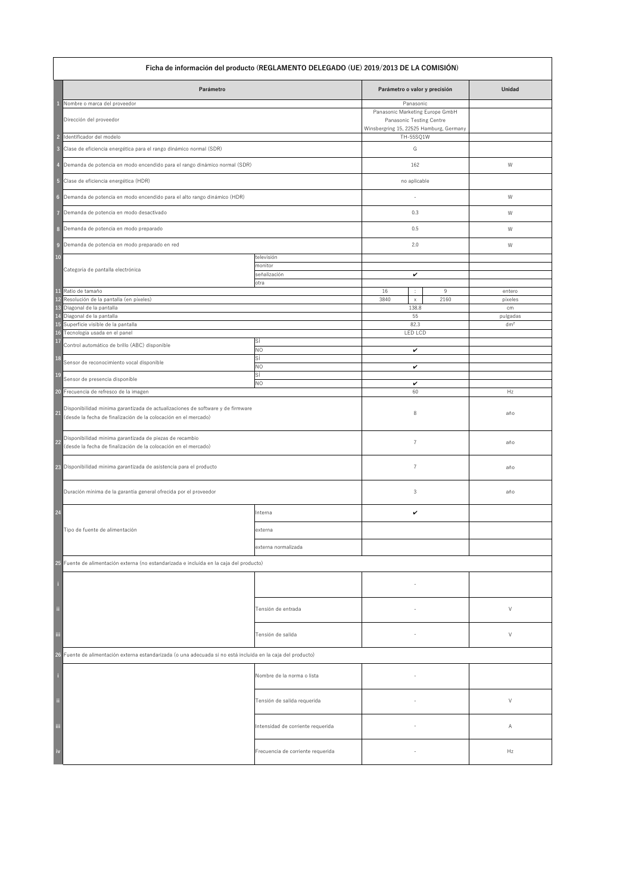## Ficha de información del producto (REGLAMENTO DELEGADO (UE) 2019/2013 DE LA COMISIÓN)

| | Parámetro | | Parámetro o valor y precisión | | | Unidad |
|---|---|---|---|---|---|---|
| 1 | Nombre o marca del proveedor | | Panasonic | | | |
| | Dirección del proveedor | | Panasonic Marketing Europe GmbH Panasonic Testing Centre Winsbergring 15, 22525 Hamburg, Germany | | | |
| 2 | Identificador del modelo | | TH-55SQ1W | | | |
| 3 | Clase de eficiencia energética para el rango dinámico normal (SDR) | | G | | | |
| 4 | Demanda de potencia en modo encendido para el rango dinámico normal (SDR) | | 162 | | | W |
| 5 | Clase de eficiencia energética (HDR) | | no aplicable | | | |
| 6 | Demanda de potencia en modo encendido para el alto rango dinámico (HDR) | | - | | | W |
| 7 | Demanda de potencia en modo desactivado | | 0.3 | | | W |
| 8 | Demanda de potencia en modo preparado | | 0.5 | | | W |
| 9 | Demanda de potencia en modo preparado en red | | 2.0 | | | W |
| 10 | Categoría de pantalla electrónica | televisión | | | | |
| | | monitor | | | | |
| | | señalización | ✔ | | | |
| | | otra | | | | |
| 11 | Ratio de tamaño | | 16 | : | 9 | entero |
| 12 | Resolución de la pantalla (en pixeles) | | 3840 | x | 2160 | pixeles |
| 13 | Diagonal de la pantalla | | 138.8 | | | cm |
| 14 | Diagonal de la pantalla | | 55 | | | pulgadas |
| 15 | Superficie visible de la pantalla | | 82.3 | | | dm² |
| 16 | Tecnología usada en el panel | | LED LCD | | | |
| 17 | Control automático de brillo (ABC) disponible | SÍ | | | | |
| | | NO | ✔ | | | |
| 18 | Sensor de reconocimiento vocal disponible | SÍ | | | | |
| | | NO | ✔ | | | |
| 19 | Sensor de presencia disponible | SÍ | | | | |
| | | NO | ✔ | | | |
| 20 | Frecuencia de refresco de la imagen | | 60 | | | Hz |
| 21 | Disponibilidad mínima garantizada de actualizaciones de software y de firmware (desde la fecha de finalización de la colocación en el mercado) | | 8 | | | año |
| 22 | Disponibilidad mínima garantizada de piezas de recambio (desde la fecha de finalización de la colocación en el mercado) | | 7 | | | año |
| 23 | Disponibilidad mínima garantizada de asistencia para el producto | | 7 | | | año |
| | Duración mínima de la garantía general ofrecida por el proveedor | | 3 | | | año |
| 24 | Tipo de fuente de alimentación | Interna | ✔ | | | |
| | | externa | | | | |
| | | externa normalizada | | | | |
| 25 | Fuente de alimentación externa (no estandarizada e incluida en la caja del producto) | | | | | |
| i | | | - | | | |
| ii | | Tensión de entrada | - | | | V |
| iii | | Tensión de salida | - | | | V |
| 26 | Fuente de alimentación externa estandarizada (o una adecuada si no está incluida en la caja del producto) | | | | | |
| i | | Nombre de la norma o lista | - | | | |
| ii | | Tensión de salida requerida | - | | | V |
| iii | | Intensidad de corriente requerida | - | | | A |
| iv | | Frecuencia de corriente requerida | - | | | Hz |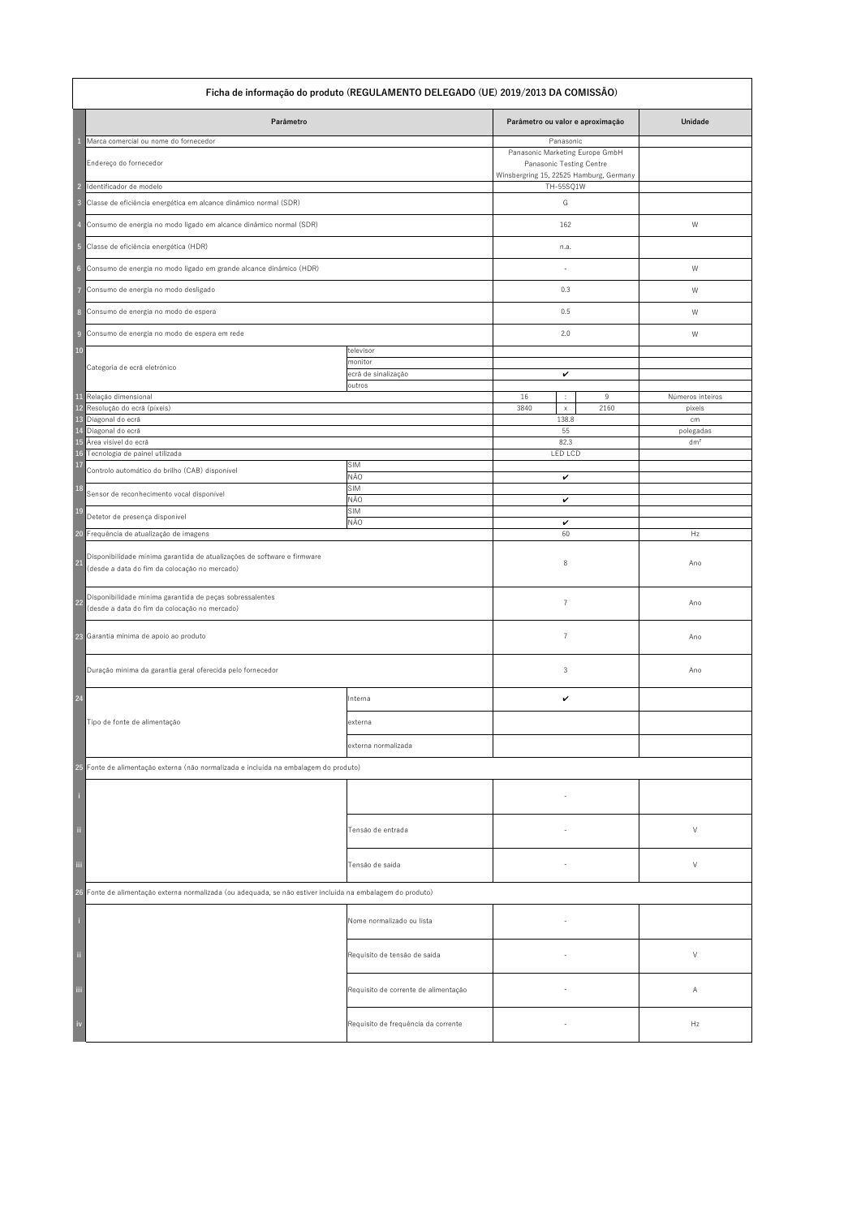| | Ficha de informação do produto (REGULAMENTO DELEGADO (UE) 2019/2013 DA COMISSÃO) | | | | | |
|---|---|---|---|---|---|---|
| | **Parâmetro** | | **Parâmetro ou valor e aproximação** | | | **Unidade** |
| 1 | Marca comercial ou nome do fornecedor | | Panasonic | | | |
| | Endereço do fornecedor | | Panasonic Marketing Europe GmbH Panasonic Testing Centre Winsbergring 15, 22525 Hamburg, Germany | | | |
| 2 | Identificador de modelo | | TH-55SQ1W | | | |
| 3 | Classe de eficiência energética em alcance dinâmico normal (SDR) | | G | | | |
| 4 | Consumo de energia no modo ligado em alcance dinâmico normal (SDR) | | 162 | | | W |
| 5 | Classe de eficiência energética (HDR) | | n.a. | | | |
| 6 | Consumo de energia no modo ligado em grande alcance dinâmico (HDR) | | - | | | W |
| 7 | Consumo de energia no modo desligado | | 0.3 | | | W |
| 8 | Consumo de energia no modo de espera | | 0.5 | | | W |
| 9 | Consumo de energia no modo de espera em rede | | 2.0 | | | W |
| 10 | Categoria de ecrã eletrónico | televisor | | | | |
| | | monitor | | | | |
| | | ecrã de sinalização | ✔ | | | |
| | | outros | | | | |
| 11 | Relação dimensional | | 16 | : | 9 | Números inteiros |
| 12 | Resolução do ecrã (píxeis) | | 3840 | x | 2160 | píxeis |
| 13 | Diagonal do ecrã | | 138.8 | | | cm |
| 14 | Diagonal do ecrã | | 55 | | | polegadas |
| 15 | Área visível do ecrã | | 82.3 | | | dm² |
| 16 | Tecnologia de painel utilizada | | LED LCD | | | |
| 17 | Controlo automático do brilho (CAB) disponível | SIM | | | | |
| | | NÃO | ✔ | | | |
| 18 | Sensor de reconhecimento vocal disponível | SIM | | | | |
| | | NÃO | ✔ | | | |
| 19 | Detetor de presença disponível | SIM | | | | |
| | | NÃO | ✔ | | | |
| 20 | Frequência de atualização de imagens | | 60 | | | Hz |
| 21 | Disponibilidade mínima garantida de atualizações de software e firmware (desde a data do fim da colocação no mercado) | | 8 | | | Ano |
| 22 | Disponibilidade mínima garantida de peças sobressalentes (desde a data do fim da colocação no mercado) | | 7 | | | Ano |
| 23 | Garantia mínima de apoio ao produto | | 7 | | | Ano |
| | Duração mínima da garantia geral oferecida pelo fornecedor | | 3 | | | Ano |
| 24 | Tipo de fonte de alimentação | Interna | ✔ | | | |
| | | externa | | | | |
| | | externa normalizada | | | | |
| 25 | Fonte de alimentação externa (não normalizada e incluída na embalagem do produto) | | | | | |
| i | | | - | | | |
| ii | | Tensão de entrada | - | | | V |
| iii | | Tensão de saída | - | | | V |
| 26 | Fonte de alimentação externa normalizada (ou adequada, se não estiver incluída na embalagem do produto) | | | | | |
| i | | Nome normalizado ou lista | - | | | |
| ii | | Requisito de tensão de saída | - | | | V |
| iii | | Requisito de corrente de alimentação | - | | | A |
| iv | | Requisito de frequência da corrente | - | | | Hz |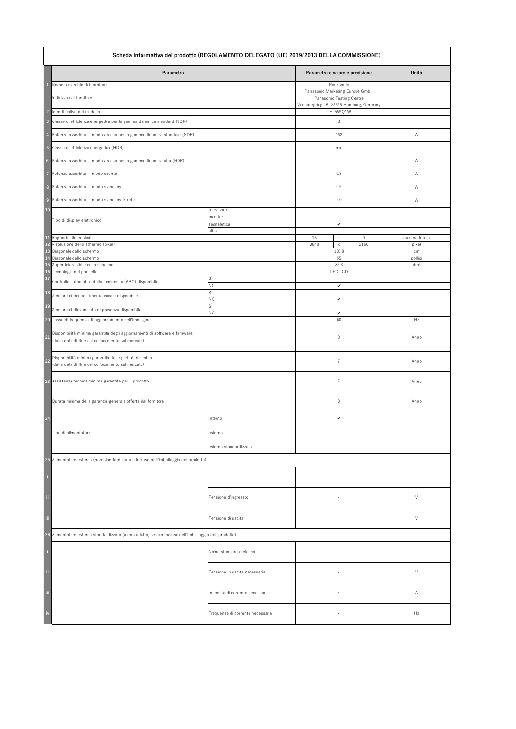**Scheda informativa del prodotto (REGOLAMENTO DELEGATO (UE) 2019/2013 DELLA COMMISSIONE)**

| | Parametro | | Parametro o valore e precisione | | | Unità |
|---|---|---|---|---|---|---|
| 1 | Nome o marchio del fornitore | | Panasonic | | | |
| | Indirizzo del fornitore | | Panasonic Marketing Europe GmbH Panasonic Testing Centre Winsbergring 15, 22525 Hamburg, Germany | | | |
| 2 | Identificativo del modello | | TH-55SQ1W | | | |
| 3 | Classe di efficienza energetica per la gamma dinamica standard (SDR) | | G | | | |
| 4 | Potenza assorbita in modo acceso per la gamma dinamica standard (SDR) | | 162 | | | W |
| 5 | Classe di efficienza energetica (HDR) | | n.a. | | | |
| 6 | Potenza assorbita in modo acceso per la gamma dinamica alta (HDR) | | - | | | W |
| 7 | Potenza assorbita in modo spento | | 0.3 | | | W |
| 8 | Potenza assorbita in modo stand-by | | 0.5 | | | W |
| 9 | Potenza assorbita in modo stand-by in rete | | 2.0 | | | W |
| 10 | Tipo di display elettronico | televisore | | | | |
| | | monitor | | | | |
| | | segnaletica | ✔ | | | |
| | | altro | | | | |
| 11 | Rapporto dimensioni | | 16 | : | 9 | numero intero |
| 12 | Risoluzione dello schermo (pixel) | | 3840 | x | 2160 | pixel |
| 13 | Diagonale dello schermo | | 138.8 | | | cm |
| 14 | Diagonale dello schermo | | 55 | | | pollici |
| 15 | Superficie visibile dello schermo | | 82.3 | | | dm² |
| 16 | Tecnologia del pannello | | LED LCD | | | |
| 17 | Controllo automatico della luminosità (ABC) disponibile | SÌ | | | | |
| | | NO | ✔ | | | |
| 18 | Sensore di riconoscimento vocale disponibile | SÌ | | | | |
| | | NO | ✔ | | | |
| 19 | Sensore di rilevamento di presenza disponibile | SÌ | | | | |
| | | NO | ✔ | | | |
| 20 | Tasso di frequenza di aggiornamento dell'immagine | | 60 | | | Hz |
| 21 | Disponibilità minima garantita degli aggiornamenti di software e firmware (dalla data di fine del collocamento sul mercato) | | 8 | | | Anno |
| 22 | Disponibilità minima garantita delle parti di ricambio (dalla data di fine del collocamento sul mercato) | | 7 | | | Anno |
| 23 | Assistenza tecnica minima garantita per il prodotto | | 7 | | | Anno |
| | Durata minima della garanzia generale offerta dal fornitore | | 3 | | | Anno |
| 24 | Tipo di alimentatore | Interno | ✔ | | | |
| | | esterno | | | | |
| | | esterno standardizzato | | | | |
| 25 | Alimentatore esterno (non standardizzato e incluso nell'imballaggio del prodotto) | | | | | |
| i | | | - | | | |
| ii | | Tensione d'ingresso: | - | | | V |
| iii | | Tensione di uscita | - | | | V |
| 26 | Alimentatore esterno standardizzato (o uno adatto, se non incluso nell'imballaggio del prodotto) | | | | | |
| i | | Nome standard o elenco | - | | | |
| ii | | Tensione in uscita necessaria | - | | | V |
| iii | | Intensità di corrente necessaria | - | | | A |
| iv | | Frequenza di corrente necessaria | - | | | Hz |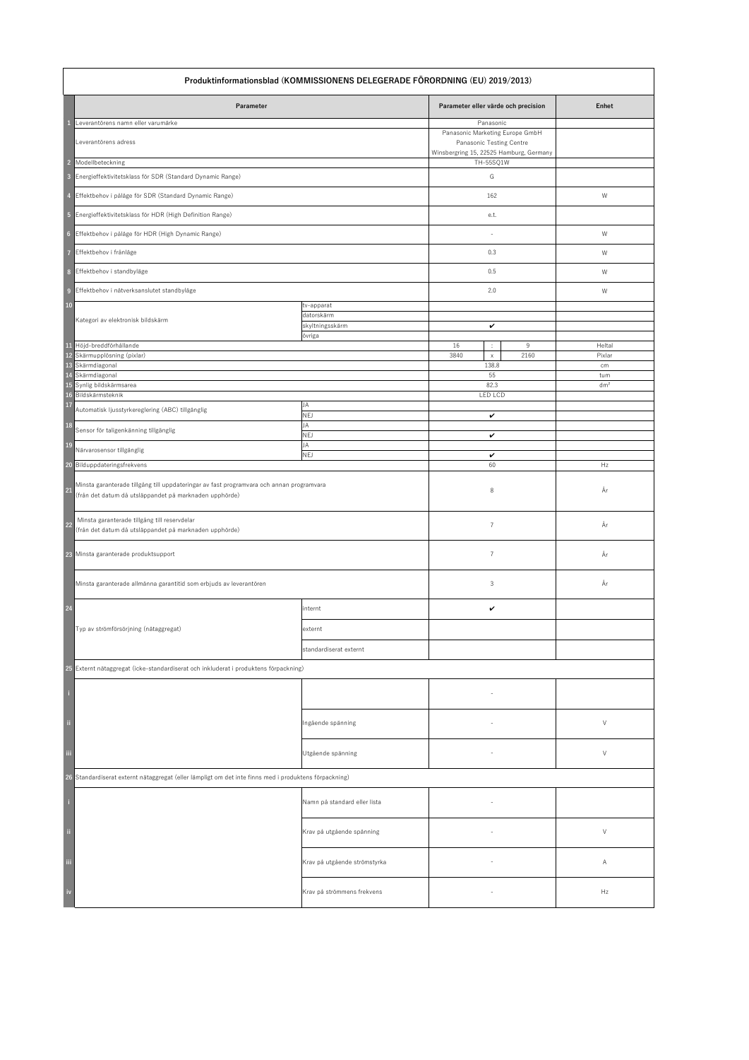## Produktinformationsblad (KOMMISSIONENS DELEGERADE FÖRORDNING (EU) 2019/2013)

| | Parameter | | Parameter eller värde och precision | | | Enhet |
|---|---|---|---|---|---|---|
| 1 | Leverantörens namn eller varumärke | | Panasonic | | | |
| | Leverantörens adress | | Panasonic Marketing Europe GmbH<br>Panasonic Testing Centre<br>Winsbergring 15, 22525 Hamburg, Germany | | | |
| 2 | Modellbeteckning | | TH-55SQ1W | | | |
| 3 | Energieffektivitetsklass för SDR (Standard Dynamic Range) | | G | | | |
| 4 | Effektbehov i påläge för SDR (Standard Dynamic Range) | | 162 | | | W |
| 5 | Energieffektivitetsklass för HDR (High Definition Range) | | e.t. | | | |
| 6 | Effektbehov i påläge för HDR (High Dynamic Range) | | - | | | W |
| 7 | Effektbehov i frånläge | | 0.3 | | | W |
| 8 | Effektbehov i standbyläge | | 0.5 | | | W |
| 9 | Effektbehov i nätverksanslutet standbyläge | | 2.0 | | | W |
| 10 | Kategori av elektronisk bildskärm | tv-apparat | | | | |
| | | datorskärm | | | | |
| | | skyltningsskärm | ✔ | | | |
| | | övriga | | | | |
| 11 | Höjd-breddförhållande | | 16 | : | 9 | Heltal |
| 12 | Skärmupplösning (pixlar) | | 3840 | x | 2160 | Pixlar |
| 13 | Skärmdiagonal | | 138.8 | | | cm |
| 14 | Skärmdiagonal | | 55 | | | tum |
| 15 | Synlig bildskärmsarea | | 82.3 | | | dm² |
| 16 | Bildskärmsteknik | | LED LCD | | | |
| 17 | Automatisk ljusstyrkereglering (ABC) tillgänglig | JA | | | | |
| | | NEJ | ✔ | | | |
| 18 | Sensor för taligenkänning tillgänglig | JA | | | | |
| | | NEJ | ✔ | | | |
| 19 | Närvarosensor tillgänglig | JA | | | | |
| | | NEJ | ✔ | | | |
| 20 | Bilduppdateringsfrekvens | | 60 | | | Hz |
| 21 | Minsta garanterade tillgång till uppdateringar av fast programvara och annan programvara (från det datum då utsläppandet på marknaden upphörde) | | 8 | | | År |
| 22 | Minsta garanterade tillgång till reservdelar (från det datum då utsläppandet på marknaden upphörde) | | 7 | | | År |
| 23 | Minsta garanterade produktsupport | | 7 | | | År |
| | Minsta garanterade allmänna garantitid som erbjuds av leverantören | | 3 | | | År |
| 24 | Typ av strömförsörjning (nätaggregat) | internt | ✔ | | | |
| | | externt | | | | |
| | | standardiserat externt | | | | |
| 25 | Externt nätaggregat (icke-standardiserat och inkluderat i produktens förpackning) | | | | | |
| i | | | - | | | |
| ii | | Ingående spänning | - | | | V |
| iii | | Utgående spänning | - | | | V |
| 26 | Standardiserat externt nätaggregat (eller lämpligt om det inte finns med i produktens förpackning) | | | | | |
| i | | Namn på standard eller lista | - | | | |
| ii | | Krav på utgående spänning | - | | | V |
| iii | | Krav på utgående strömstyrka | - | | | A |
| iv | | Krav på strömmens frekvens | - | | | Hz |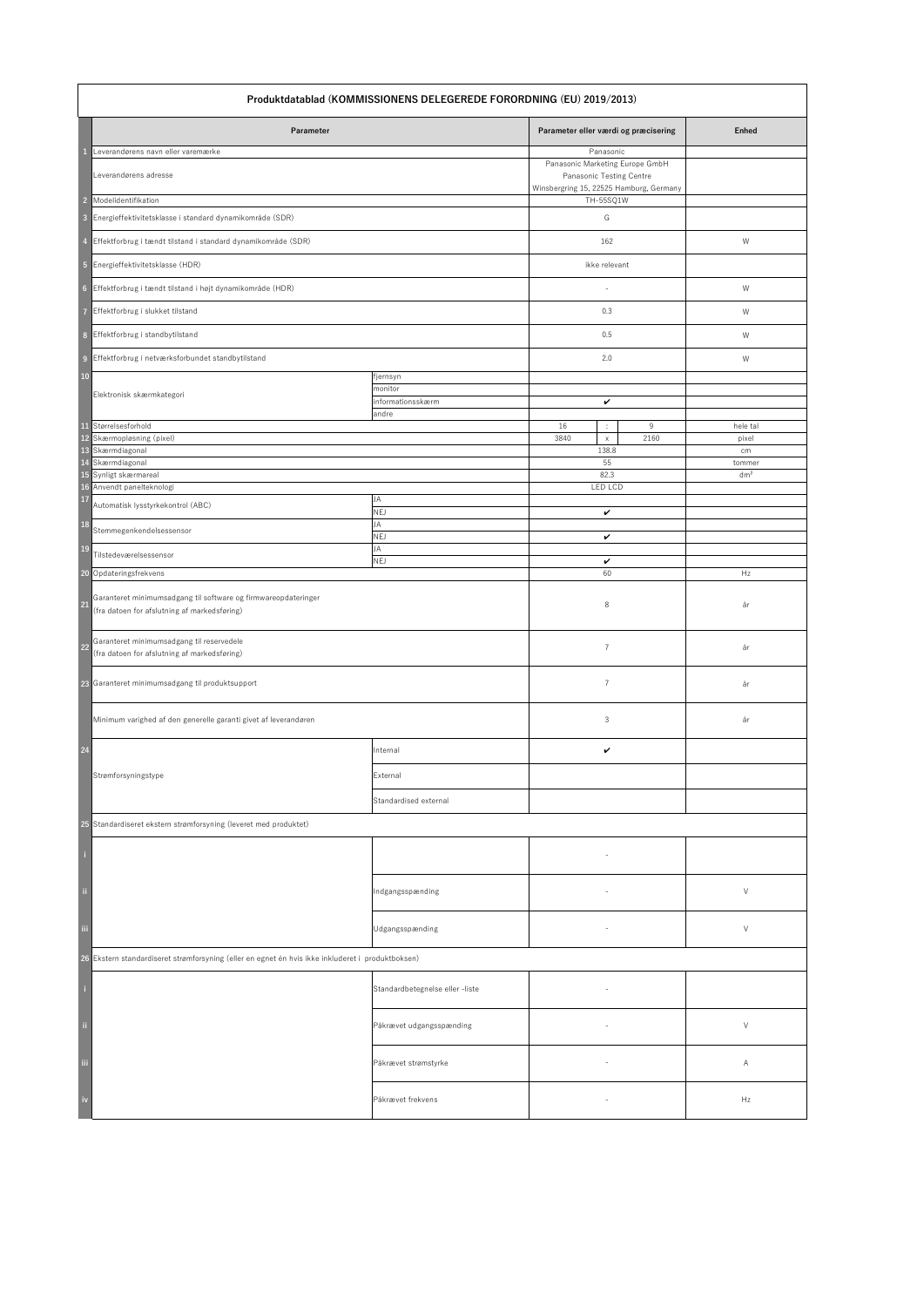| | Produktdatablad (KOMMISSIONENS DELEGEREDE FORORDNING (EU) 2019/2013) | | | | | |
|---|---|---|---|---|---|---|
| | **Parameter** | | **Parameter eller værdi og præcisering** | | | **Enhed** |
| 1 | Leverandørens navn eller varemærke | | Panasonic | | | |
| | Leverandørens adresse | | Panasonic Marketing Europe GmbH<br>Panasonic Testing Centre<br>Winsbergring 15, 22525 Hamburg, Germany | | | |
| 2 | Modelidentifikation | | TH-55SQ1W | | | |
| 3 | Energieffektivitetsklasse i standard dynamikområde (SDR) | | G | | | |
| 4 | Effektforbrug i tændt tilstand i standard dynamikområde (SDR) | | 162 | | | W |
| 5 | Energieffektivitetsklasse (HDR) | | ikke relevant | | | |
| 6 | Effektforbrug i tændt tilstand i højt dynamikområde (HDR) | | - | | | W |
| 7 | Effektforbrug i slukket tilstand | | 0.3 | | | W |
| 8 | Effektforbrug i standbytilstand | | 0.5 | | | W |
| 9 | Effektforbrug i netværksforbundet standbytilstand | | 2.0 | | | W |
| 10 | Elektronisk skærmkategori | fjernsyn | | | | |
| | | monitor | | | | |
| | | informationsskærm | ✔ | | | |
| | | andre | | | | |
| 11 | Størrelsesforhold | | 16 | : | 9 | hele tal |
| 12 | Skærmopløsning (pixel) | | 3840 | x | 2160 | pixel |
| 13 | Skærmdiagonal | | 138.8 | | | cm |
| 14 | Skærmdiagonal | | 55 | | | tommer |
| 15 | Synligt skærmareal | | 82.3 | | | dm² |
| 16 | Anvendt panelteknologi | | LED LCD | | | |
| 17 | Automatisk lysstyrkekontrol (ABC) | JA | | | | |
| | | NEJ | ✔ | | | |
| 18 | Stemmegenkendelsessensor | JA | | | | |
| | | NEJ | ✔ | | | |
| 19 | Tilstedeværelsessensor | JA | | | | |
| | | NEJ | ✔ | | | |
| 20 | Opdateringsfrekvens | | 60 | | | Hz |
| 21 | Garanteret minimumsadgang til software og firmwareopdateringer<br>(fra datoen for afslutning af markedsføring) | | 8 | | | år |
| 22 | Garanteret minimumsadgang til reservedele<br>(fra datoen for afslutning af markedsføring) | | 7 | | | år |
| 23 | Garanteret minimumsadgang til produktsupport | | 7 | | | år |
| | Minimum varighed af den generelle garanti givet af leverandøren | | 3 | | | år |
| 24 | Strømforsyningstype | Internal | ✔ | | | |
| | | External | | | | |
| | | Standardised external | | | | |
| 25 | Standardiseret ekstern strømforsyning (leveret med produktet) | | | | | |
| i | | | - | | | |
| ii | | Indgangsspænding | - | | | V |
| iii | | Udgangsspænding | - | | | V |
| 26 | Ekstern standardiseret strømforsyning (eller en egnet én hvis ikke inkluderet i produktboksen) | | | | | |
| i | | Standardbetegnelse eller -liste | - | | | |
| ii | | Påkrævet udgangsspænding | - | | | V |
| iii | | Påkrævet strømstyrke | - | | | A |
| iv | | Påkrævet frekvens | - | | | Hz |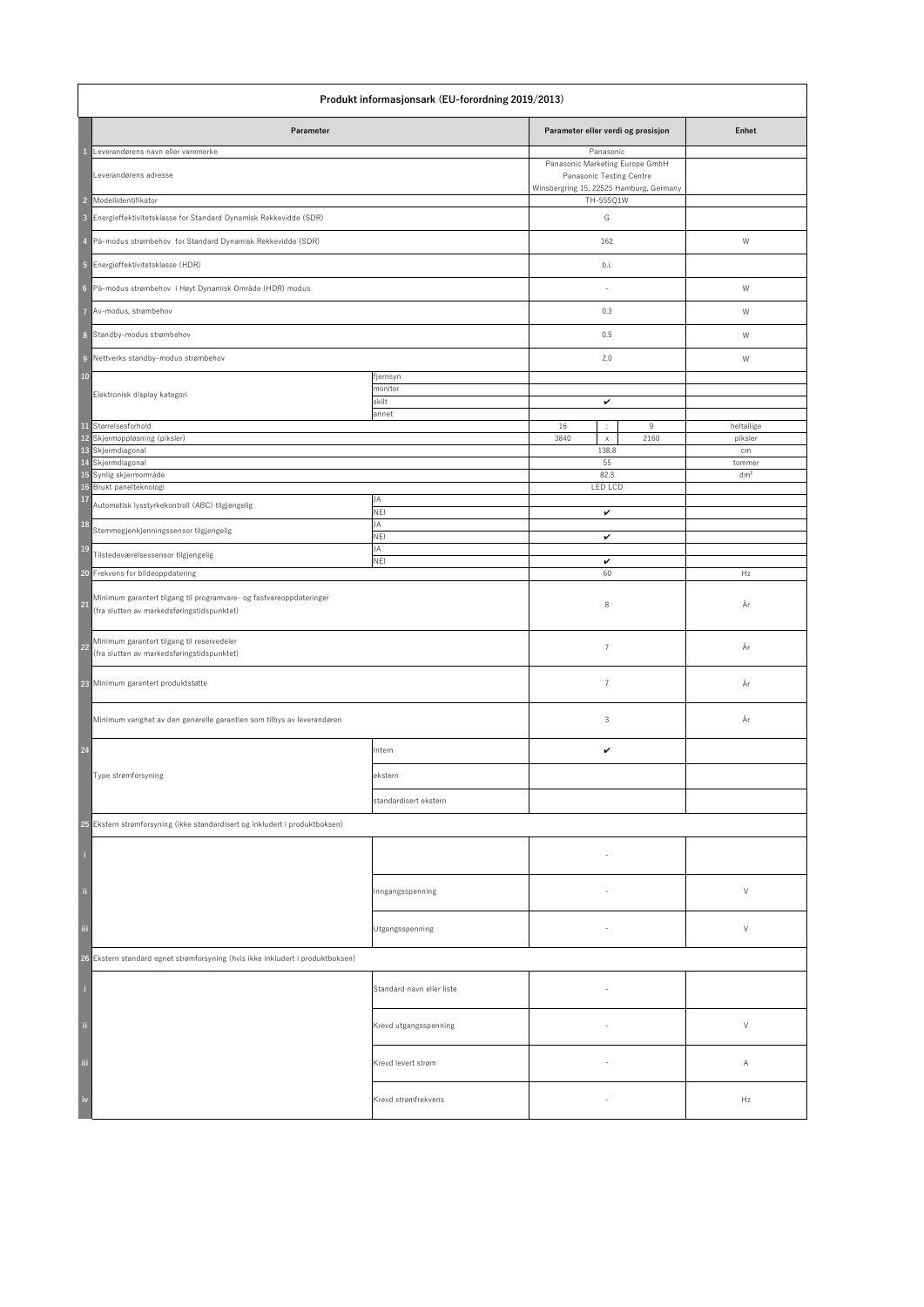# Produkt informasjonsark (EU-forordning 2019/2013)

| | Parameter | | Parameter eller verdi og presisjon | Enhet |
|---|---|---|---|---|
| 1 | Leverandørens navn eller varemerke | | Panasonic | |
| | Leverandørens adresse | | Panasonic Marketing Europe GmbH<br>Panasonic Testing Centre<br>Winsbergring 15, 22525 Hamburg, Germany | |
| 2 | Modellidentifikator | | TH-55SQ1W | |
| 3 | Energieffektivitetsklasse for Standard Dynamisk Rekkevidde (SDR) | | G | |
| 4 | På-modus strømbehov for Standard Dynamisk Rekkevidde (SDR) | | 162 | W |
| 5 | Energieffektivitetsklasse (HDR) | | b.i. | |
| 6 | På-modus strømbehov i Høyt Dynamisk Område (HDR) modus | | - | W |
| 7 | Av-modus, strømbehov | | 0.3 | W |
| 8 | Standby-modus strømbehov | | 0.5 | W |
| 9 | Nettverks standby-modus strømbehov | | 2.0 | W |
| 10 | Elektronisk display kategori | fjernsyn | | |
| | | monitor | | |
| | | skilt | ✔ | |
| | | annet | | |
| 11 | Størrelsesforhold | | 16 : 9 | heltallige |
| 12 | Skjermoppløsning (piksler) | | 3840 x 2160 | piksler |
| 13 | Skjermdiagonal | | 138.8 | cm |
| 14 | Skjermdiagonal | | 55 | tommer |
| 15 | Synlig skjermområde | | 82.3 | dm² |
| 16 | Brukt panelteknologi | | LED LCD | |
| 17 | Automatisk lysstyrkekontroll (ABC) tilgjengelig | JA | | |
| | | NEI | ✔ | |
| 18 | Stemmegjenkjenningssensor tilgjengelig | JA | | |
| | | NEI | ✔ | |
| 19 | Tilstedeværelsessensor tilgjengelig | JA | | |
| | | NEI | ✔ | |
| 20 | Frekvens for bildeoppdatering | | 60 | Hz |
| 21 | Minimum garantert tilgang til programvare- og fastvareoppdateringer (fra slutten av markedsføringstidspunktet) | | 8 | År |
| 22 | Minimum garantert tilgang til reservedeler (fra slutten av markedsføringstidspunktet) | | 7 | År |
| 23 | Minimum garantert produktstøtte | | 7 | År |
| | Minimum varighet av den generelle garantien som tilbys av leverandøren | | 3 | År |
| 24 | Type strømforsyning | Intern | ✔ | |
| | | ekstern | | |
| | | standardisert ekstern | | |
| 25 | Ekstern strømforsyning (ikke standardisert og inkludert i produktboksen) | | | |
| i | | | - | |
| ii | | Inngangsspenning | - | V |
| iii | | Utgangsspenning | - | V |
| 26 | Ekstern standard egnet strømforsyning (hvis ikke inkludert i produktboksen) | | | |
| i | | Standard navn eller liste | - | |
| ii | | Krevd utgangsspenning | - | V |
| iii | | Krevd levert strøm | - | A |
| iv | | Krevd strømfrekvens | - | Hz |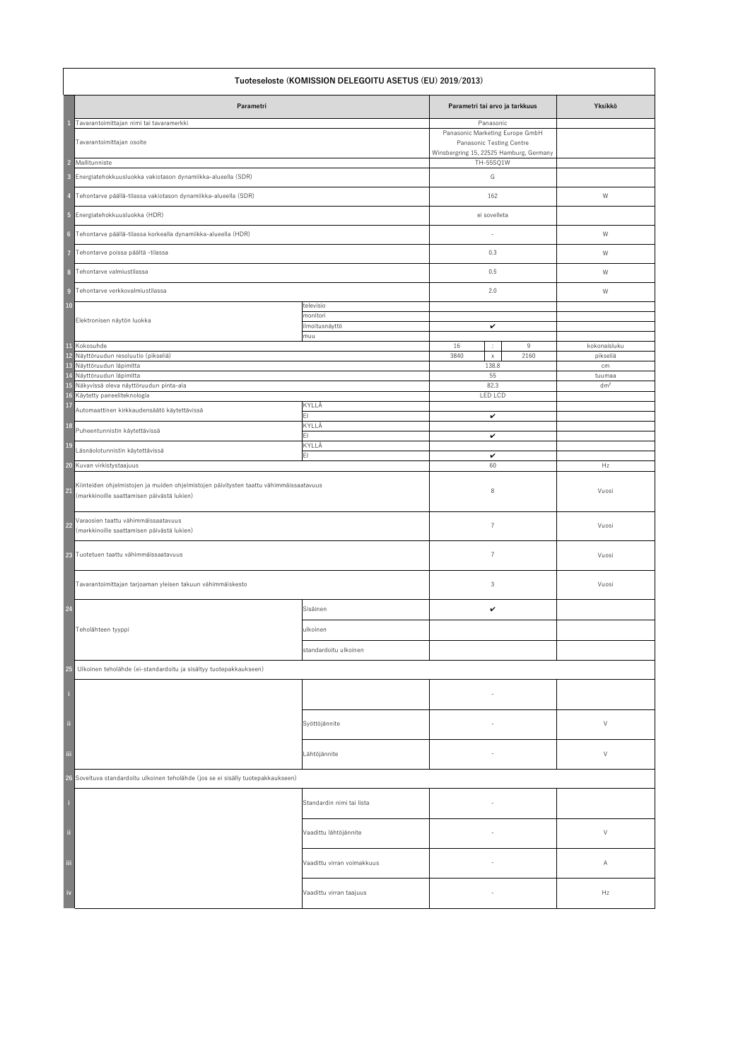| | Tuoteseloste (KOMISSION DELEGOITU ASETUS (EU) 2019/2013) | | | | | |
|---|---|---|---|---|---|---|
| | **Parametri** | | **Parametri tai arvo ja tarkkuus** | | | **Yksikkö** |
| 1 | Tavarantoimittajan nimi tai tavaramerkki | | Panasonic | | | |
| | Tavarantoimittajan osoite | | Panasonic Marketing Europe GmbH Panasonic Testing Centre Winsbergring 15, 22525 Hamburg, Germany | | | |
| 2 | Mallitunniste | | TH-55SQ1W | | | |
| 3 | Energiatehokkuusluokka vakiotason dynamiikka-alueella (SDR) | | G | | | |
| 4 | Tehontarve päällä-tilassa vakiotason dynamiikka-alueella (SDR) | | 162 | | | W |
| 5 | Energiatehokkuusluokka (HDR) | | ei sovelleta | | | |
| 6 | Tehontarve päällä-tilassa korkealla dynamiikka-alueella (HDR) | | - | | | W |
| 7 | Tehontarve poissa päältä -tilassa | | 0.3 | | | W |
| 8 | Tehontarve valmiustilassa | | 0.5 | | | W |
| 9 | Tehontarve verkkovalmiustilassa | | 2.0 | | | W |
| 10 | Elektronisen näytön luokka | televisio | | | | |
| | | monitori | | | | |
| | | ilmoitusnäyttö | ✔ | | | |
| | | muu | | | | |
| 11 | Kokosuhde | | 16 | : | 9 | kokonaisluku |
| 12 | Näyttöruudun resoluutio (pikseliä) | | 3840 | x | 2160 | pikseliä |
| 13 | Näyttöruudun läpimitta | | 138.8 | | | cm |
| 14 | Näyttöruudun läpimitta | | 55 | | | tuumaa |
| 15 | Näkyvissä oleva näyttöruudun pinta-ala | | 82.3 | | | dm² |
| 16 | Käytetty paneeliteknologia | | LED LCD | | | |
| 17 | Automaattinen kirkkaudensäätö käytettävissä | KYLLÄ | | | | |
| | | EI | ✔ | | | |
| 18 | Puheentunnistin käytettävissä | KYLLÄ | | | | |
| | | EI | ✔ | | | |
| 19 | Läsnäolotunnistin käytettävissä | KYLLÄ | | | | |
| | | EI | ✔ | | | |
| 20 | Kuvan virkistystaajuus | | 60 | | | Hz |
| 21 | Kiinteiden ohjelmistojen ja muiden ohjelmistojen päivitysten taattu vähimmäissaatavuus (markkinoille saattamisen päivästä lukien) | | 8 | | | Vuosi |
| 22 | Varaosien taattu vähimmäissaatavuus (markkinoille saattamisen päivästä lukien) | | 7 | | | Vuosi |
| 23 | Tuotetuen taattu vähimmäissaatavuus | | 7 | | | Vuosi |
| | Tavarantoimittajan tarjoaman yleisen takuun vähimmäiskesto | | 3 | | | Vuosi |
| 24 | Teholähteen tyyppi | Sisäinen | ✔ | | | |
| | | ulkoinen | | | | |
| | | standardoitu ulkoinen | | | | |
| 25 | Ulkoinen teholähde (ei-standardoitu ja sisältyy tuotepakkaukseen) | | | | | |
| i | | | - | | | |
| ii | | Syöttöjännite | - | | | V |
| iii | | Lähtöjännite | - | | | V |
| 26 | Soveltuva standardoitu ulkoinen teholähde (jos se ei sisälly tuotepakkaukseen) | | | | | |
| i | | Standardin nimi tai lista | - | | | |
| ii | | Vaadittu lähtöjännite | - | | | V |
| iii | | Vaadittu virran voimakkuus | - | | | A |
| iv | | Vaadittu virran taajuus | - | | | Hz |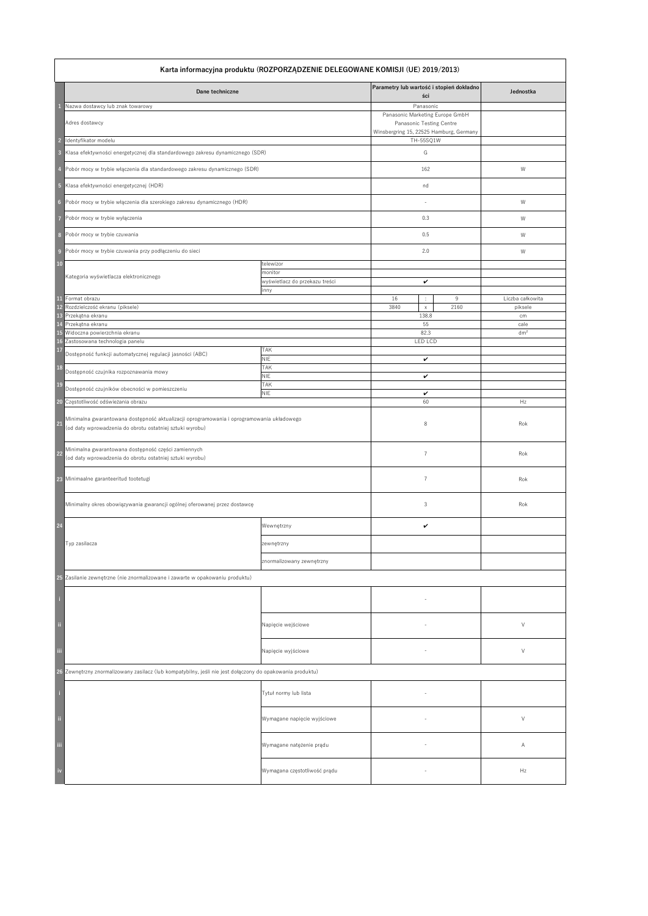| | Karta informacyjna produktu (ROZPORZĄDZENIE DELEGOWANE KOMISJI (UE) 2019/2013) | | | | | |
|---|---|---|---|---|---|---|
| | **Dane techniczne** | | **Parametry lub wartość i stopień dokładności** | | | **Jednostka** |
| 1 | Nazwa dostawcy lub znak towarowy | | Panasonic | | | |
| | Adres dostawcy | | Panasonic Marketing Europe GmbH Panasonic Testing Centre Winsbergring 15, 22525 Hamburg, Germany | | | |
| 2 | Identyfikator modelu | | TH-55SQ1W | | | |
| 3 | Klasa efektywności energetycznej dla standardowego zakresu dynamicznego (SDR) | | G | | | |
| 4 | Pobór mocy w trybie włączenia dla standardowego zakresu dynamicznego (SDR) | | 162 | | | W |
| 5 | Klasa efektywności energetycznej (HDR) | | nd | | | |
| 6 | Pobór mocy w trybie włączenia dla szerokiego zakresu dynamicznego (HDR) | | - | | | W |
| 7 | Pobór mocy w trybie wyłączenia | | 0.3 | | | W |
| 8 | Pobór mocy w trybie czuwania | | 0.5 | | | W |
| 9 | Pobór mocy w trybie czuwania przy podłączeniu do sieci | | 2.0 | | | W |
| 10 | Kategoria wyświetlacza elektronicznego | telewizor | | | | |
| | | monitor | | | | |
| | | wyświetlacz do przekazu treści | ✔ | | | |
| | | inny | | | | |
| 11 | Format obrazu | | 16 | : | 9 | Liczba całkowita |
| 12 | Rozdzielczość ekranu (piksele) | | 3840 | x | 2160 | piksele |
| 13 | Przekątna ekranu | | 138.8 | | | cm |
| 14 | Przekątna ekranu | | 55 | | | cale |
| 15 | Widoczna powierzchnia ekranu | | 82.3 | | | dm² |
| 16 | Zastosowana technologia panelu | | LED LCD | | | |
| 17 | Dostępność funkcji automatycznej regulacji jasności (ABC) | TAK | | | | |
| | | NIE | ✔ | | | |
| 18 | Dostępność czujnika rozpoznawania mowy | TAK | | | | |
| | | NIE | ✔ | | | |
| 19 | Dostępność czujników obecności w pomieszczeniu | TAK | | | | |
| | | NIE | ✔ | | | |
| 20 | Częstotliwość odświeżania obrazu | | 60 | | | Hz |
| 21 | Minimalna gwarantowana dostępność aktualizacji oprogramowania i oprogramowania układowego (od daty wprowadzenia do obrotu ostatniej sztuki wyrobu) | | 8 | | | Rok |
| 22 | Minimalna gwarantowana dostępność części zamiennych (od daty wprowadzenia do obrotu ostatniej sztuki wyrobu) | | 7 | | | Rok |
| 23 | Minimaalne garanteeritud tootetugi | | 7 | | | Rok |
| | Minimalny okres obowiązywania gwarancji ogólnej oferowanej przez dostawcę | | 3 | | | Rok |
| 24 | Typ zasilacza | Wewnętrzny | ✔ | | | |
| | | zewnętrzny | | | | |
| | | znormalizowany zewnętrzny | | | | |
| 25 | Zasilanie zewnętrzne (nie znormalizowane i zawarte w opakowaniu produktu) | | | | | |
| i | | | - | | | |
| ii | | Napięcie wejściowe | - | | | V |
| iii | | Napięcie wyjściowe | - | | | V |
| 26 | Zewnętrzny znormalizowany zasilacz (lub kompatybilny, jeśli nie jest dołączony do opakowania produktu) | | | | | |
| i | | Tytuł normy lub lista | - | | | |
| ii | | Wymagane napięcie wyjściowe | - | | | V |
| iii | | Wymagane natężenie prądu | - | | | A |
| iv | | Wymagana częstotliwość prądu | - | | | Hz |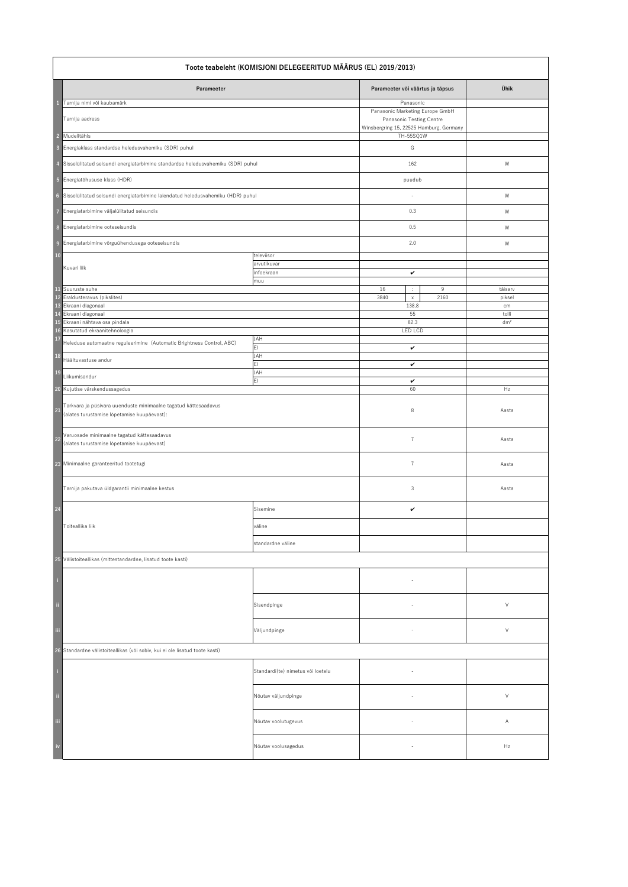| | Toote teabeleht (KOMISJONI DELEGEERITUD MÄÄRUS (EL) 2019/2013) | | | | | |
|---|---|---|---|---|---|---|
| | **Parameeter** | | **Parameeter või väärtus ja täpsus** | | | **Ühik** |
| 1 | Tarnija nimi või kaubamärk | | Panasonic | | | |
| | Tarnija aadress | | Panasonic Marketing Europe GmbH Panasonic Testing Centre Winsbergring 15, 22525 Hamburg, Germany | | | |
| 2 | Mudelitähis | | TH-55SQ1W | | | |
| 3 | Energiaklass standardse heledusvahemiku (SDR) puhul | | G | | | |
| 4 | Sisselülitatud seisundi energiatarbimine standardse heledusvahemiku (SDR) puhul | | 162 | | | W |
| 5 | Energiatõhususe klass (HDR) | | puudub | | | |
| 6 | Sisselülitatud seisundi energiatarbimine laiendatud heledusvahemiku (HDR) puhul | | - | | | W |
| 7 | Energiatarbimine väljalülitatud seisundis | | 0.3 | | | W |
| 8 | Energiatarbimine ooteseisundis | | 0.5 | | | W |
| 9 | Energiatarbimine võrguühendusega ooteseisundis | | 2.0 | | | W |
| 10 | Kuvari liik | televiisor | | | | |
| | | arvutikuvar | | | | |
| | | infoekraan | ✔ | | | |
| | | muu | | | | |
| 11 | Suuruste suhe | | 16 | : | 9 | täisarv |
| 12 | Eraldusteravus (pikslites) | | 3840 | x | 2160 | piksel |
| 13 | Ekraani diagonaal | | 138.8 | | | cm |
| 14 | Ekraani diagonaal | | 55 | | | tolli |
| 15 | Ekraani nähtava osa pindala | | 82.3 | | | dm² |
| 16 | Kasutatud ekraanitehnoloogia | | LED LCD | | | |
| 17 | Heleduse automaatne reguleerimine (Automatic Brightness Control, ABC) | JAH | | | | |
| | | EI | ✔ | | | |
| 18 | Häältuvastuse andur | JAH | | | | |
| | | EI | ✔ | | | |
| 19 | Liikumisandur | JAH | | | | |
| | | EI | ✔ | | | |
| 20 | Kujutise värskendussagedus | | 60 | | | Hz |
| 21 | Tarkvara ja püsivara uuenduste minimaalne tagatud kättesaadavus (alates turustamise lõpetamise kuupäevast): | | 8 | | | Aasta |
| 22 | Varuosade minimaalne tagatud kättesaadavus (alates turustamise lõpetamise kuupäevast) | | 7 | | | Aasta |
| 23 | Minimaalne garanteeritud tootetugi | | 7 | | | Aasta |
| | Tarnija pakutava üldgarantii minimaalne kestus | | 3 | | | Aasta |
| 24 | Toiteallika liik | Sisemine | ✔ | | | |
| | | väline | | | | |
| | | standardne väline | | | | |
| 25 | Välistoiteallikas (mittestandardne, lisatud toote kasti) | | | | | |
| i | | | - | | | |
| ii | | Sisendpinge | - | | | V |
| iii | | Väljundpinge | - | | | V |
| 26 | Standardne välistoiteallikas (või sobiv, kui ei ole lisatud toote kasti) | | | | | |
| i | | Standardi(te) nimetus või loetelu | - | | | |
| ii | | Nõutav väljundpinge | - | | | V |
| iii | | Nõutav voolutugevus | - | | | A |
| iv | | Nõutav voolusagedus | - | | | Hz |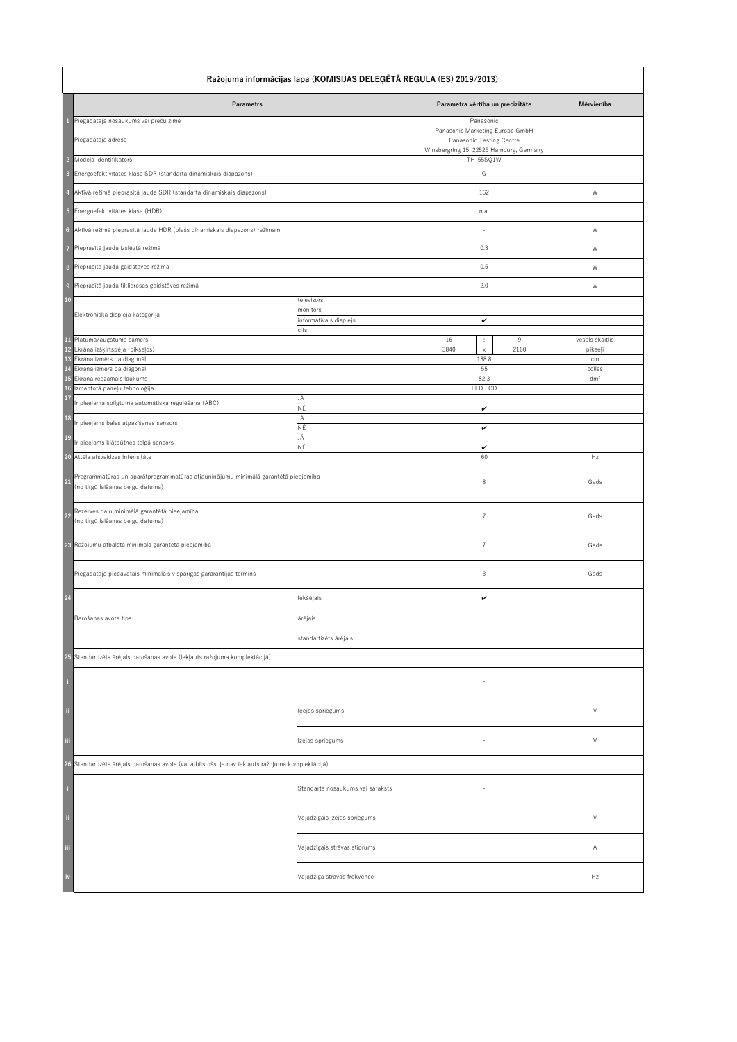| | Ražojuma informācijas lapa (KOMISIJAS DELEĢĒTĀ REGULA (ES) 2019/2013) | | | | | |
|---|---|---|---|---|---|---|
| | **Parametrs** | | **Parametra vērtība un precizitāte** | | | **Mērvienība** |
| 1 | Piegādātāja nosaukums vai preču zīme | | Panasonic | | | |
| | Piegādātāja adrese | | Panasonic Marketing Europe GmbH Panasonic Testing Centre Winsbergring 15, 22525 Hamburg, Germany | | | |
| 2 | Modeļa identifikators | | TH-55SQ1W | | | |
| 3 | Energoefektivitātes klase SDR (standarta dinamiskais diapazons) | | G | | | |
| 4 | Aktīvā režīmā pieprasītā jauda SDR (standarta dinamiskais diapazons) | | 162 | | | W |
| 5 | Energoefektivitātes klase (HDR) | | n.a. | | | |
| 6 | Aktīvā režīmā pieprasītā jauda HDR (plašs dinamiskais diapazons) režīmam | | - | | | W |
| 7 | Pieprasītā jauda izslēgtā režīmā | | 0.3 | | | W |
| 8 | Pieprasītā jauda gaidstāves režīmā | | 0.5 | | | W |
| 9 | Pieprasītā jauda tīklierosas gaidstāves režīmā | | 2.0 | | | W |
| 10 | Elektroniskā displeja kategorija | televizors | | | | |
| | | monitors | | | | |
| | | informatīvais displejs | ✔ | | | |
| | | cits | | | | |
| 11 | Platuma/augstuma samērs | | 16 | : | 9 | vesels skaitlis |
| 12 | Ekrāna izšķirtspēja (pikseļos) | | 3840 | x | 2160 | pikseļi |
| 13 | Ekrāna izmērs pa diagonāli | | 138.8 | | | cm |
| 14 | Ekrāna izmērs pa diagonāli | | 55 | | | collas |
| 15 | Ekrāna redzamais laukums | | 82.3 | | | $dm^2$ |
| 16 | Izmantotā paneļu tehnoloģija | | LED LCD | | | |
| 17 | Ir pieejama spilgtuma automātiska regulēšana (ABC) | JĀ | | | | |
| | | NĒ | ✔ | | | |
| 18 | Ir pieejams balss atpazīšanas sensors | JĀ | | | | |
| | | NĒ | ✔ | | | |
| 19 | Ir pieejams klātbūtnes telpā sensors | JĀ | | | | |
| | | NĒ | ✔ | | | |
| 20 | Attēla atsvaidzes intensitāte | | 60 | | | Hz |
| 21 | Programmatūras un aparātprogrammatūras atjauninājumu minimālā garantētā pieejamība (no tirgū laišanas beigu datuma) | | 8 | | | Gads |
| 22 | Rezerves daļu minimālā garantētā pieejamība (no tirgū laišanas beigu datuma) | | 7 | | | Gads |
| 23 | Ražojumu atbalsta minimālā garantētā pieejamība | | 7 | | | Gads |
| | Piegādātāja piedāvātais minimālais vispārīgās garantijas termiņš | | 3 | | | Gads |
| 24 | Barošanas avota tips | Iekšējais | ✔ | | | |
| | | ārējais | | | | |
| | | standartizēts ārējais | | | | |
| 25 | Standartizēts ārējais barošanas avots (iekļauts ražojuma komplektācijā) | | | | | |
| i | | | - | | | |
| ii | | Ieejas spriegums | - | | | V |
| iii | | Izejas spriegums | - | | | V |
| 26 | Standartizēts ārējais barošanas avots (vai atbilstošs, ja nav iekļauts ražojuma komplektācijā) | | | | | |
| i | | Standarta nosaukums vai saraksts | - | | | |
| ii | | Vajadzīgais izejas spriegums | - | | | V |
| iii | | Vajadzīgais strāvas stiprums | - | | | A |
| iv | | Vajadzīgā strāvas frekvence | - | | | Hz |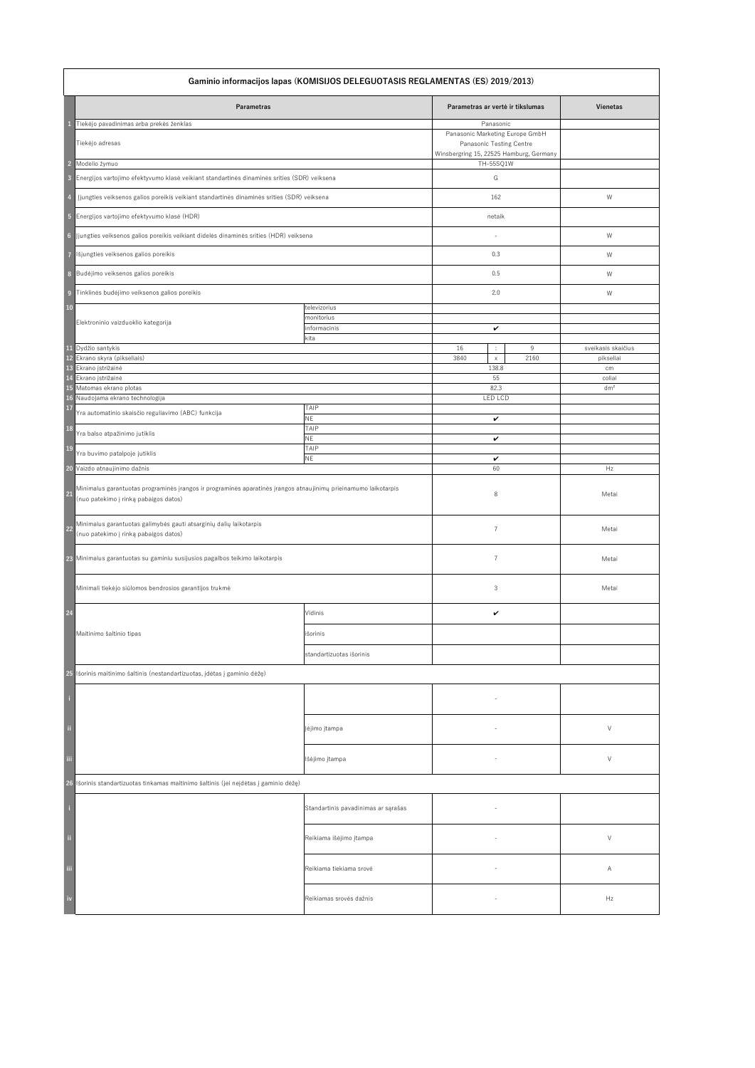| | Gaminio informacijos lapas (KOMISIJOS DELEGUOTASIS REGLAMENTAS (ES) 2019/2013) | | | | | |
|---|---|---|---|---|---|---|
| | **Parametras** | | **Parametras ar vertė ir tikslumas** | | | **Vienetas** |
| 1 | Tiekėjo pavadinimas arba prekės ženklas | | Panasonic | | | |
| | Tiekėjo adresas | | Panasonic Marketing Europe GmbH<br>Panasonic Testing Centre<br>Winsbergring 15, 22525 Hamburg, Germany | | | |
| 2 | Modelio žymuo | | TH-55SQ1W | | | |
| 3 | Energijos vartojimo efektyvumo klasė veikiant standartinės dinaminės srities (SDR) veiksena | | G | | | |
| 4 | Įjungties veiksenos galios poreikis veikiant standartinės dinaminės srities (SDR) veiksena | | 162 | | | W |
| 5 | Energijos vartojimo efektyvumo klasė (HDR) | | netaik | | | |
| 6 | Įjungties veiksenos galios poreikis veikiant didelės dinaminės srities (HDR) veiksena | | - | | | W |
| 7 | Išjungties veiksenos galios poreikis | | 0.3 | | | W |
| 8 | Budėjimo veiksenos galios poreikis | | 0.5 | | | W |
| 9 | Tinklinės budėjimo veiksenos galios poreikis | | 2.0 | | | W |
| 10 | Elektroninio vaizduoklio kategorija | televizorius | | | | |
| | | monitorius | | | | |
| | | informacinis | ✔ | | | |
| | | kita | | | | |
| 11 | Dydžio santykis | | 16 | : | 9 | sveikasis skaičius |
| 12 | Ekrano skyra (pikseliais) | | 3840 | x | 2160 | pikseliai |
| 13 | Ekrano įstrižainė | | 138.8 | | | cm |
| 14 | Ekrano įstrižainė | | 55 | | | coliai |
| 15 | Matomas ekrano plotas | | 82.3 | | | dm² |
| 16 | Naudojama ekrano technologija | | LED LCD | | | |
| 17 | Yra automatinio skaisčio reguliavimo (ABC) funkcija | TAIP | | | | |
| | | NE | ✔ | | | |
| 18 | Yra balso atpažinimo jutiklis | TAIP | | | | |
| | | NE | ✔ | | | |
| 19 | Yra buvimo patalpoje jutiklis | TAIP | | | | |
| | | NE | ✔ | | | |
| 20 | Vaizdo atnaujinimo dažnis | | 60 | | | Hz |
| 21 | Minimalus garantuotas programinės įrangos ir programinės aparatinės įrangos atnaujinimų prieinamumo laikotarpis (nuo patekimo į rinką pabaigos datos) | | 8 | | | Metai |
| 22 | Minimalus garantuotas galimybės gauti atsarginių dalių laikotarpis (nuo patekimo į rinką pabaigos datos) | | 7 | | | Metai |
| 23 | Minimalus garantuotas su gaminiu susijusios pagalbos teikimo laikotarpis | | 7 | | | Metai |
| | Minimali tiekėjo siūlomos bendrosios garantijos trukmė | | 3 | | | Metai |
| 24 | Maitinimo šaltinio tipas | Vidinis | ✔ | | | |
| | | išorinis | | | | |
| | | standartizuotas išorinis | | | | |
| 25 | Išorinis maitinimo šaltinis (nestandartizuotas, įdėtas į gaminio dėžę) | | | | | |
| i | | | - | | | |
| ii | | Įėjimo įtampa | - | | | V |
| iii | | Išėjimo įtampa | - | | | V |
| 26 | Išorinis standartizuotas tinkamas maitinimo šaltinis (jei neįdėtas į gaminio dėžę) | | | | | |
| i | | Standartinis pavadinimas ar sąrašas | - | | | |
| ii | | Reikiama išėjimo įtampa | - | | | V |
| iii | | Reikiama tiekiama srovė | - | | | A |
| iv | | Reikiamas srovės dažnis | - | | | Hz |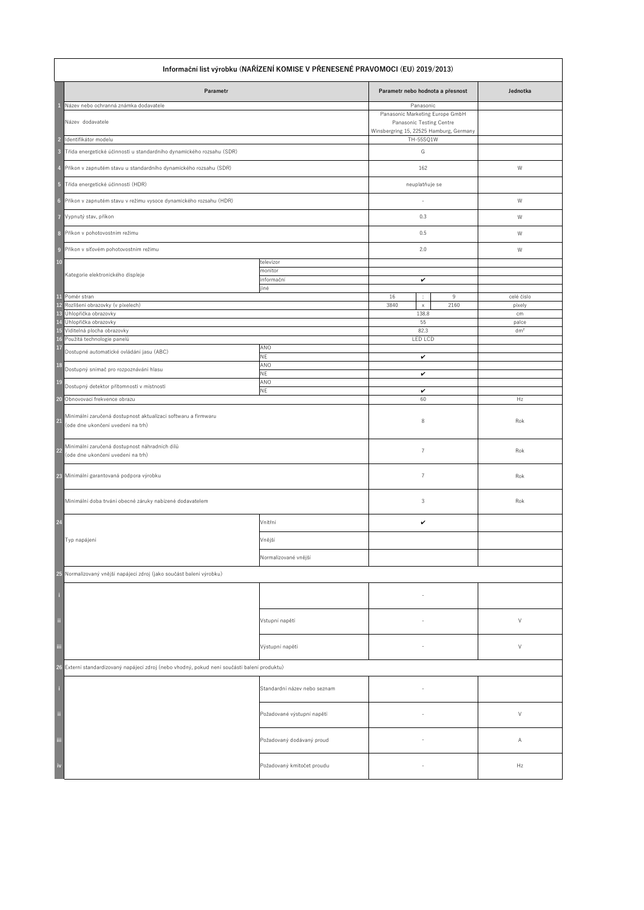| | Informační list výrobku (NAŘÍZENÍ KOMISE V PŘENESENÉ PRAVOMOCI (EU) 2019/2013) | | | | | |
|---|---|---|---|---|---|---|
| | **Parametr** | | **Parametr nebo hodnota a přesnost** | | | **Jednotka** |
| 1 | Název nebo ochranná známka dodavatele | | Panasonic | | | |
| | Název dodavatele | | Panasonic Marketing Europe GmbH Panasonic Testing Centre Winsbergring 15, 22525 Hamburg, Germany | | | |
| 2 | Identifikátor modelu | | TH-55SQ1W | | | |
| 3 | Třída energetické účinnosti u standardního dynamického rozsahu (SDR) | | G | | | |
| 4 | Příkon v zapnutém stavu u standardního dynamického rozsahu (SDR) | | 162 | | | W |
| 5 | Třída energetické účinnosti (HDR) | | neuplatňuje se | | | |
| 6 | Příkon v zapnutém stavu v režimu vysoce dynamického rozsahu (HDR) | | - | | | W |
| 7 | Vypnutý stav, příkon | | 0.3 | | | W |
| 8 | Příkon v pohotovostním režimu | | 0.5 | | | W |
| 9 | Příkon v síťovém pohotovostním režimu | | 2.0 | | | W |
| 10 | Kategorie elektronického displeje | televizor | | | | |
| | | monitor | | | | |
| | | informační | ✔ | | | |
| | | jiné | | | | |
| 11 | Poměr stran | | 16 | : | 9 | celé číslo |
| 12 | Rozlišení obrazovky (v pixelech) | | 3840 | x | 2160 | pixely |
| 13 | Úhlopříčka obrazovky | | 138.8 | | | cm |
| 14 | Úhlopříčka obrazovky | | 55 | | | palce |
| 15 | Viditelná plocha obrazovky | | 82.3 | | | dm² |
| 16 | Použitá technologie panelů | | LED LCD | | | |
| 17 | Dostupné automatické ovládání jasu (ABC) | ANO | | | | |
| | | NE | ✔ | | | |
| 18 | Dostupný snímač pro rozpoznávání hlasu | ANO | | | | |
| | | NE | ✔ | | | |
| 19 | Dostupný detektor přítomnosti v místnosti | ANO | | | | |
| | | NE | ✔ | | | |
| 20 | Obnovovací frekvence obrazu | | 60 | | | Hz |
| 21 | Minimální zaručená dostupnost aktualizací softwaru a firmwaru (ode dne ukončení uvedení na trh) | | 8 | | | Rok |
| 22 | Minimální zaručená dostupnost náhradních dílů (ode dne ukončení uvedení na trh) | | 7 | | | Rok |
| 23 | Minimální garantovaná podpora výrobku | | 7 | | | Rok |
| | Minimální doba trvání obecné záruky nabízené dodavatelem | | 3 | | | Rok |
| 24 | Typ napájení | Vnitřní | ✔ | | | |
| | | Vnější | | | | |
| | | Normalizované vnější | | | | |
| 25 | Normalizovaný vnější napájecí zdroj (jako součást balení výrobku) | | | | | |
| i | | | - | | | |
| ii | | Vstupní napětí | - | | | V |
| iii | | Výstupní napětí | - | | | V |
| 26 | Externí standardizovaný napájecí zdroj (nebo vhodný, pokud není součástí balení produktu) | | | | | |
| i | | Standardní název nebo seznam | - | | | |
| ii | | Požadované výstupní napětí | - | | | V |
| iii | | Požadovaný dodávaný proud | - | | | A |
| iv | | Požadovaný kmitočet proudu | - | | | Hz |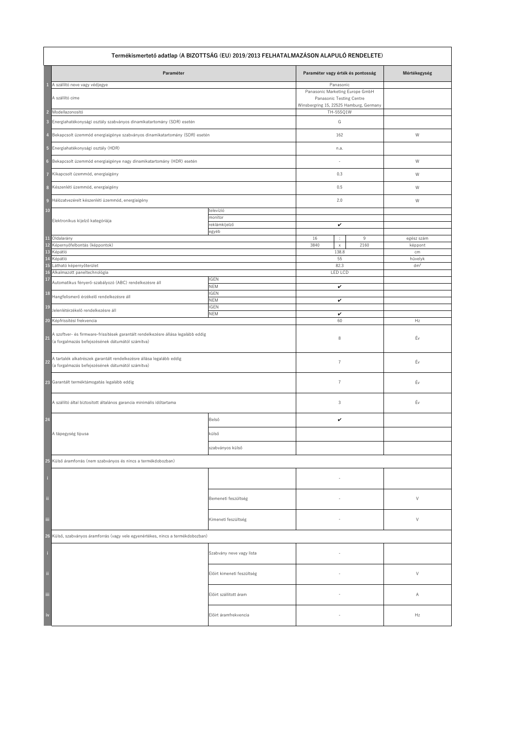| | Termékismertető adatlap (A BIZOTTSÁG (EU) 2019/2013 FELHATALMAZÁSON ALAPULÓ RENDELETE) | | | | | |
|---|---|---|---|---|---|---|
| | **Paraméter** | | **Paraméter vagy érték és pontosság** | | | **Mértékegység** |
| 1 | A szállító neve vagy védjegye | | Panasonic | | | |
| | A szállító címe | | Panasonic Marketing Europe GmbH<br>Panasonic Testing Centre<br>Winsbergring 15, 22525 Hamburg, Germany | | | |
| 2 | Modellazonosító | | TH-55SQ1W | | | |
| 3 | Energiahatékonysági osztály szabványos dinamikatartomány (SDR) esetén | | G | | | |
| 4 | Bekapcsolt üzemmód energiaigénye szabványos dinamikatartomány (SDR) esetén | | 162 | | | W |
| 5 | Energiahatékonysági osztály (HDR) | | n.a. | | | |
| 6 | Bekapcsolt üzemmód energiaigénye nagy dinamikatartomány (HDR) esetén | | - | | | W |
| 7 | Kikapcsolt üzemmód, energiaigény | | 0.3 | | | W |
| 8 | Készenléti üzemmód, energiaigény | | 0.5 | | | W |
| 9 | Hálózatvezérelt készenléti üzemmód, energiaigény | | 2.0 | | | W |
| 10 | Elektronikus kijelző kategóriája | televízió | | | | |
| | | monitor | | | | |
| | | reklámkijelző | ✔ | | | |
| | | egyéb | | | | |
| 11 | Oldalarány | | 16 | : | 9 | egész szám |
| 12 | Képernyőfelbontás (képpontok) | | 3840 | x | 2160 | képpont |
| 13 | Képátló | | 138.8 | | | cm |
| 14 | Képátló | | 55 | | | hüvelyk |
| 15 | Látható képernyőterület | | 82.3 | | | $dm^2$ |
| 16 | Alkalmazott paneltechnológia | | LED LCD | | | |
| 17 | Automatikus fényerő-szabályozó (ABC) rendelkezésre áll | IGEN | | | | |
| | | NEM | ✔ | | | |
| 18 | Hangfelismerő érzékelő rendelkezésre áll | IGEN | | | | |
| | | NEM | ✔ | | | |
| 19 | Jelenlétérzékelő rendelkezésre áll | IGEN | | | | |
| | | NEM | ✔ | | | |
| 20 | Képfrissítési frekvencia | | 60 | | | Hz |
| 21 | A szoftver- és firmware-frissítések garantált rendelkezésre állása legalább eddig (a forgalmazás befejezésének dátumától számítva) | | 8 | | | Év |
| 22 | A tartalék alkatrészek garantált rendelkezésre állása legalább eddig (a forgalmazás befejezésének dátumától számítva) | | 7 | | | Év |
| 23 | Garantált terméktámogatás legalább eddig | | 7 | | | Év |
| | A szállító által biztosított általános garancia minimális időtartama | | 3 | | | Év |
| 24 | A tápegység típusa | Belső | ✔ | | | |
| | | külső | | | | |
| | | szabványos külső | | | | |
| 25 | Külső áramforrás (nem szabványos és nincs a termékdobozban) | | | | | |
| i | | | - | | | |
| ii | | Bemeneti feszültség | - | | | V |
| iii | | Kimeneti feszültség | - | | | V |
| 26 | Külső, szabványos áramforrás (vagy vele egyenértékes, nincs a termékdobozban) | | | | | |
| i | | Szabvány neve vagy lista | - | | | |
| ii | | Előírt kimeneti feszültség | - | | | V |
| iii | | Előírt szállított áram | - | | | A |
| iv | | Előírt áramfrekvencia | - | | | Hz |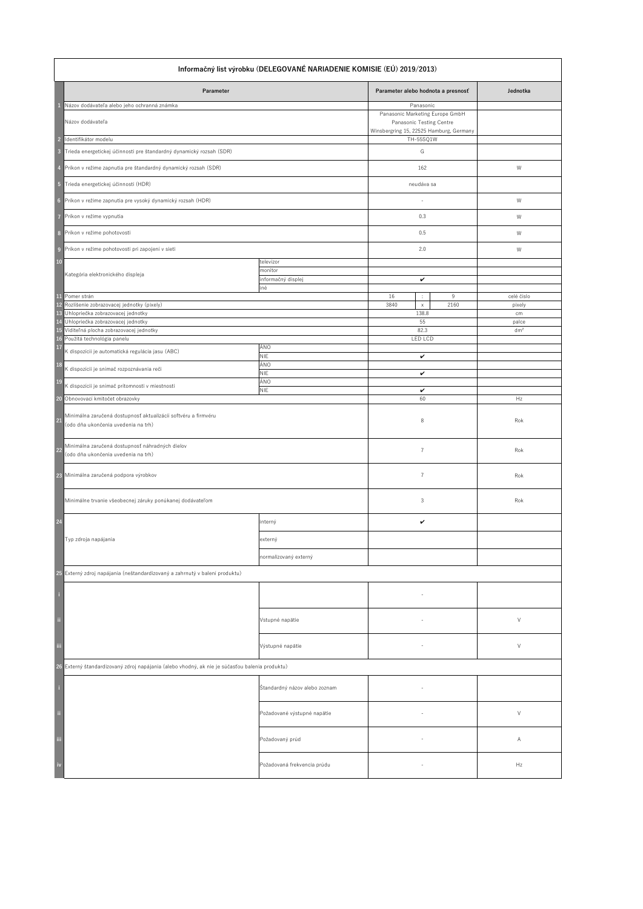| | Informačný list výrobku (DELEGOVANÉ NARIADENIE KOMISIE (EÚ) 2019/2013) | | | | | |
|---|---|---|---|---|---|---|
| | Parameter | | Parameter alebo hodnota a presnosť | | | Jednotka |
| 1 | Názov dodávateľa alebo jeho ochranná známka | | Panasonic | | | |
| | Názov dodávateľa | | Panasonic Marketing Europe GmbH Panasonic Testing Centre Winsbergring 15, 22525 Hamburg, Germany | | | |
| 2 | Identifikátor modelu | | TH-55SQ1W | | | |
| 3 | Trieda energetickej účinnosti pre štandardný dynamický rozsah (SDR) | | G | | | |
| 4 | Príkon v režime zapnutia pre štandardný dynamický rozsah (SDR) | | 162 | | | W |
| 5 | Trieda energetickej účinnosti (HDR) | | neudáva sa | | | |
| 6 | Príkon v režime zapnutia pre vysoký dynamický rozsah (HDR) | | - | | | W |
| 7 | Príkon v režime vypnutia | | 0.3 | | | W |
| 8 | Príkon v režime pohotovosti | | 0.5 | | | W |
| 9 | Príkon v režime pohotovosti pri zapojení v sieti | | 2.0 | | | W |
| 10 | Kategória elektronického displeja | televízor | | | | |
| | | monitor | | | | |
| | | informačný displej | ✔ | | | |
| | | iné | | | | |
| 11 | Pomer strán | | 16 | : | 9 | celé číslo |
| 12 | Rozlíšenie zobrazovacej jednotky (pixely) | | 3840 | x | 2160 | pixely |
| 13 | Uhlopriečka zobrazovacej jednotky | | 138.8 | | | cm |
| 14 | Uhlopriečka zobrazovacej jednotky | | 55 | | | palce |
| 15 | Viditeľná plocha zobrazovacej jednotky | | 82.3 | | | dm² |
| 16 | Použitá technológia panelu | | LED LCD | | | |
| 17 | K dispozícii je automatická regulácia jasu (ABC) | ÁNO | | | | |
| | | NIE | ✔ | | | |
| 18 | K dispozícii je snímač rozpoznávania reči | ÁNO | | | | |
| | | NIE | ✔ | | | |
| 19 | K dispozícii je snímač prítomnosti v miestnosti | ÁNO | | | | |
| | | NIE | ✔ | | | |
| 20 | Obnovovací kmitočet obrazovky | | 60 | | | Hz |
| 21 | Minimálna zaručená dostupnosť aktualizácií softvéru a firmvéru (odo dňa ukončenia uvedenia na trh) | | 8 | | | Rok |
| 22 | Minimálna zaručená dostupnosť náhradných dielov (odo dňa ukončenia uvedenia na trh) | | 7 | | | Rok |
| 23 | Minimálna zaručená podpora výrobkov | | 7 | | | Rok |
| | Minimálne trvanie všeobecnej záruky ponúkanej dodávateľom | | 3 | | | Rok |
| 24 | Typ zdroja napájania | interný | ✔ | | | |
| | | externý | | | | |
| | | normalizovaný externý | | | | |
| 25 | Externý zdroj napájania (neštandardizovaný a zahrnutý v balení produktu) | | | | | |
| i | | | - | | | |
| ii | | Vstupné napätie | - | | | V |
| iii | | Výstupné napätie | - | | | V |
| 26 | Externý štandardizovaný zdroj napájania (alebo vhodný, ak nie je súčasťou balenia produktu) | | | | | |
| i | | Štandardný názov alebo zoznam | - | | | |
| ii | | Požadované výstupné napätie | - | | | V |
| iii | | Požadovaný prúd | - | | | A |
| iv | | Požadovaná frekvencia prúdu | - | | | Hz |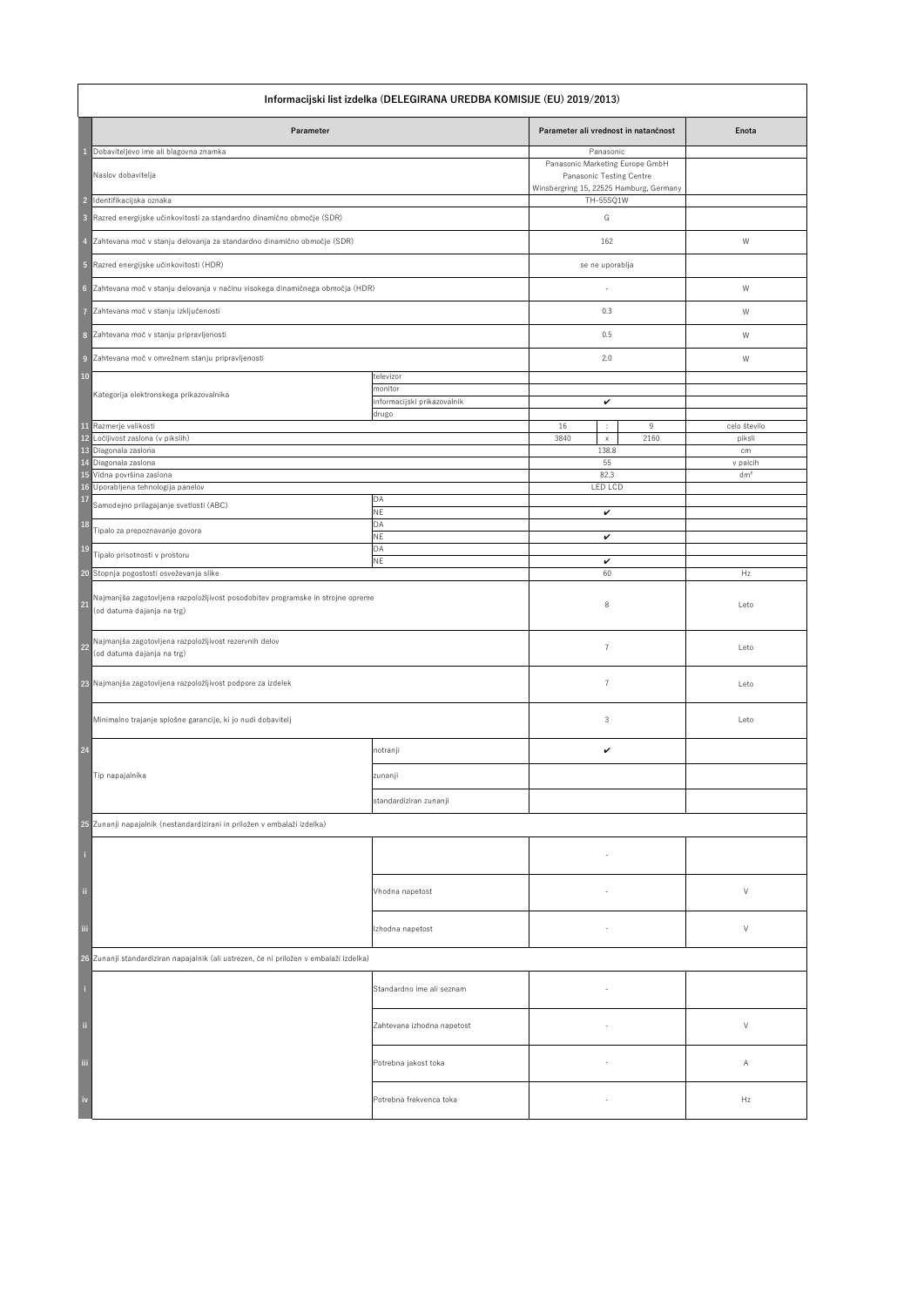| | Informacijski list izdelka (DELEGIRANA UREDBA KOMISIJE (EU) 2019/2013) | | | | | |
|---|---|---|---|---|---|---|
| | **Parameter** | | **Parameter ali vrednost in natančnost** | | | **Enota** |
| 1 | Dobaviteljevo ime ali blagovna znamka | | Panasonic | | | |
| | Naslov dobavitelja | | Panasonic Marketing Europe GmbH Panasonic Testing Centre Winsbergring 15, 22525 Hamburg, Germany | | | |
| 2 | Identifikacijska oznaka | | TH-55SQ1W | | | |
| 3 | Razred energijske učinkovitosti za standardno dinamično območje (SDR) | | G | | | |
| 4 | Zahtevana moč v stanju delovanja za standardno dinamično območje (SDR) | | 162 | | | W |
| 5 | Razred energijske učinkovitosti (HDR) | | se ne uporablja | | | |
| 6 | Zahtevana moč v stanju delovanja v načinu visokega dinamičnega območja (HDR) | | - | | | W |
| 7 | Zahtevana moč v stanju izključenosti | | 0.3 | | | W |
| 8 | Zahtevana moč v stanju pripravljenosti | | 0.5 | | | W |
| 9 | Zahtevana moč v omrežnem stanju pripravljenosti | | 2.0 | | | W |
| 10 | Kategorija elektronskega prikazovalnika | televizor | | | | |
| | | monitor | | | | |
| | | informacijski prikazovalnik | ✔ | | | |
| | | drugo | | | | |
| 11 | Razmerje velikosti | | 16 | : | 9 | celo število |
| 12 | Ločljivost zaslona (v pikslih) | | 3840 | x | 2160 | piksli |
| 13 | Diagonala zaslona | | 138.8 | | | cm |
| 14 | Diagonala zaslona | | 55 | | | v palcih |
| 15 | Vidna površina zaslona | | 82.3 | | | dm² |
| 16 | Uporabljena tehnologija panelov | | LED LCD | | | |
| 17 | Samodejno prilagajanje svetlosti (ABC) | DA | | | | |
| | | NE | ✔ | | | |
| 18 | Tipalo za prepoznavanje govora | DA | | | | |
| | | NE | ✔ | | | |
| 19 | Tipalo prisotnosti v prostoru | DA | | | | |
| | | NE | ✔ | | | |
| 20 | Stopnja pogostosti osveževanja slike | | 60 | | | Hz |
| 21 | Najmanjša zagotovljena razpoložljivost posodobitev programske in strojne opreme (od datuma dajanja na trg) | | 8 | | | Leto |
| 22 | Najmanjša zagotovljena razpoložljivost rezervnih delov (od datuma dajanja na trg) | | 7 | | | Leto |
| 23 | Najmanjša zagotovljena razpoložljivost podpore za izdelek | | 7 | | | Leto |
| | Minimalno trajanje splošne garancije, ki jo nudi dobavitelj | | 3 | | | Leto |
| 24 | Tip napajalnika | notranji | ✔ | | | |
| | | zunanji | | | | |
| | | standardiziran zunanji | | | | |
| 25 | Zunanji napajalnik (nestandardizirani in priložen v embalaži izdelka) | | | | | |
| i | | | - | | | |
| ii | | Vhodna napetost | - | | | V |
| iii | | Izhodna napetost | - | | | V |
| 26 | Zunanji standardiziran napajalnik (ali ustrezen, če ni priložen v embalaži izdelka) | | | | | |
| i | | Standardno ime ali seznam | - | | | |
| ii | | Zahtevana izhodna napetost | - | | | V |
| iii | | Potrebna jakost toka | - | | | A |
| iv | | Potrebna frekvenca toka | - | | | Hz |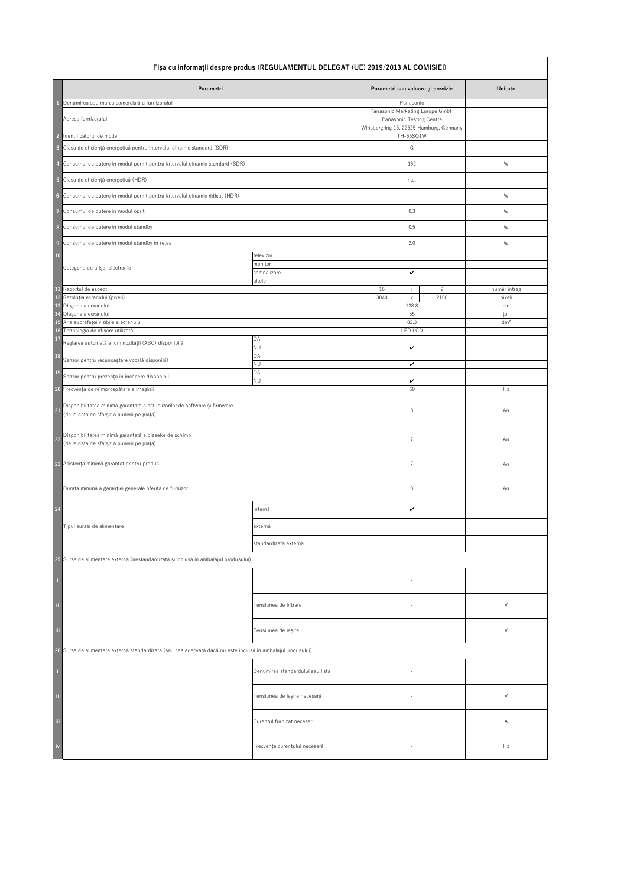## Fișa cu informații despre produs (REGULAMENTUL DELEGAT (UE) 2019/2013 AL COMISIEI)

| | Parametri | | Parametri sau valoare și precizie | | | Unitate |
|---|---|---|---|---|---|---|
| 1 | Denumirea sau marca comercială a furnizorului | | Panasonic | | | |
| | Adresa furnizorului | | Panasonic Marketing Europe GmbH Panasonic Testing Centre Winsbergring 15, 22525 Hamburg, Germany | | | |
| 2 | Identificatorul de model | | TH-55SQ1W | | | |
| 3 | Clasa de eficiență energetică pentru intervalul dinamic standard (SDR) | | G | | | |
| 4 | Consumul de putere în modul pornit pentru intervalul dinamic standard (SDR) | | 162 | | | W |
| 5 | Clasa de eficiență energetică (HDR) | | n.a. | | | |
| 6 | Consumul de putere în modul pornit pentru intervalul dinamic ridicat (HDR) | | - | | | W |
| 7 | Consumul de putere în modul oprit | | 0.3 | | | W |
| 8 | Consumul de putere în modul standby | | 0.5 | | | W |
| 9 | Consumul de putere în modul standby în rețea | | 2.0 | | | W |
| 10 | Categoria de afișaj electronic | televizor | | | | |
| | | monitor | | | | |
| | | semnalizare | ✔ | | | |
| | | altele | | | | |
| 11 | Raportul de aspect | | 16 | : | 9 | număr întreg |
| 12 | Rezoluția ecranului (pixeli) | | 3840 | x | 2160 | pixeli |
| 13 | Diagonala ecranului | | 138.8 | | | cm |
| 14 | Diagonala ecranului | | 55 | | | țoli |
| 15 | Aria suprafeței vizibile a ecranului | | 82.3 | | | dm² |
| 16 | Tehnologia de afișare utilizată | | LED LCD | | | |
| 17 | Reglarea automată a luminozității (ABC) disponibilă | DA | | | | |
| | | NU | ✔ | | | |
| 18 | Senzor pentru recunoaștere vocală disponibil | DA | | | | |
| | | NU | ✔ | | | |
| 19 | Senzor pentru prezența în încăpere disponibil | DA | | | | |
| | | NU | ✔ | | | |
| 20 | Frecvența de reîmprospătare a imaginii | | 60 | | | Hz |
| 21 | Disponibilitatea minimă garantată a actualizărilor de software și firmware (de la data de sfârșit a punerii pe piață) | | 8 | | | An |
| 22 | Disponibilitatea minimă garantată a pieselor de schimb (de la data de sfârșit a punerii pe piață) | | 7 | | | An |
| 23 | Asistență minimă garantat pentru produs | | 7 | | | An |
| | Durata minimă a garanției generale oferită de furnizor | | 3 | | | An |
| 24 | Tipul sursei de alimentare | Internă | ✔ | | | |
| | | externă | | | | |
| | | standardizată externă | | | | |
| 25 | Sursa de alimentare externă (nestandardizată și inclusă în ambalajul produsului) | | | | | |
| i | | | - | | | |
| ii | | Tensiunea de intrare | - | | | V |
| iii | | Tensiunea de ieșire | - | | | V |
| 26 | Sursa de alimentare externă standardizată (sau cea adecvată dacă nu este inclusă în ambalajul produsului) | | | | | |
| i | | Denumirea standardului sau lista | - | | | |
| ii | | Tensiunea de ieșire necesară | - | | | V |
| iii | | Curentul furnizat necesar | - | | | A |
| iv | | Frecvența curentului necesară | - | | | Hz |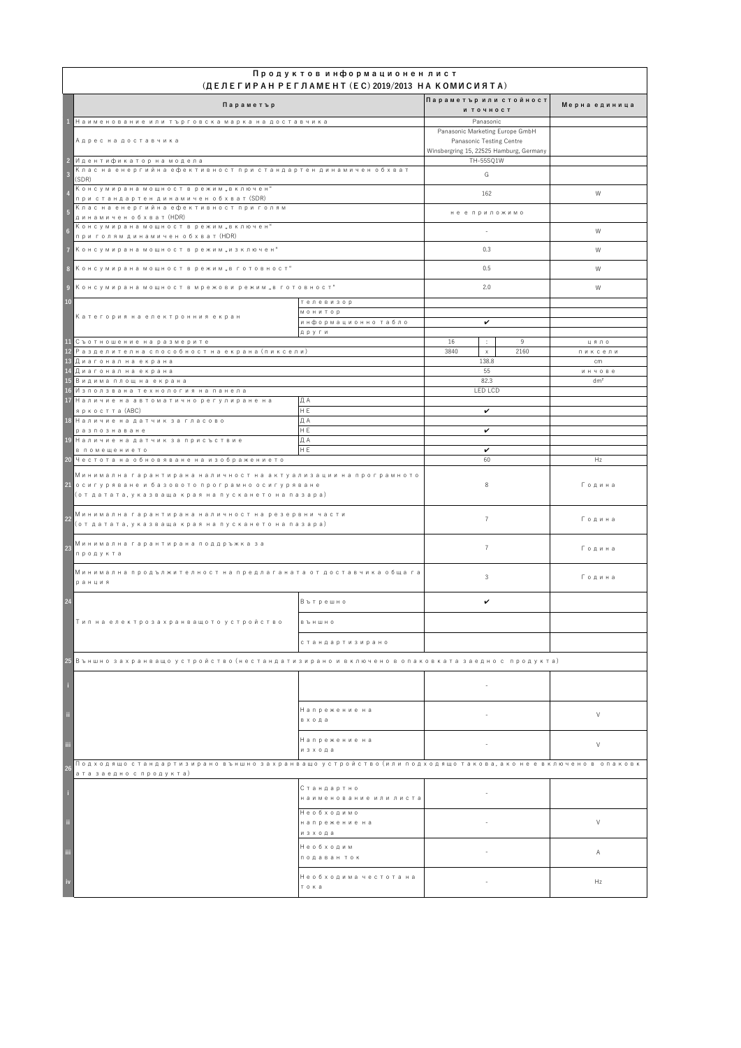# Продуктов информационен лист
## (ДЕЛЕГИРАН РЕГЛАМЕНТ (ЕС) 2019/2013 НА КОМИСИЯТА)

| | Параметър | | Параметър или стойност и точност | | | Мерна единица |
|---|---|---|---|---|---|---|
| 1 | Наименование или търговска марка на доставчика | | Panasonic | | | |
| | Адрес на доставчика | | Panasonic Marketing Europe GmbH<br>Panasonic Testing Centre<br>Winsbergring 15, 22525 Hamburg, Germany | | | |
| 2 | Идентификатор на модела | | TH-55SQ1W | | | |
| 3 | Клас на енергийна ефективност при стандартен динамичен обхват (SDR) | | G | | | |
| 4 | Консумирана мощност в режим „включен" при стандартен динамичен обхват (SDR) | | 162 | | | W |
| 5 | Клас на енергийна ефективност при голям динамичен обхват (HDR) | | не е приложимо | | | |
| 6 | Консумирана мощност в режим „включен" при голям динамичен обхват (HDR) | | - | | | W |
| 7 | Консумирана мощност в режим „изключен" | | 0.3 | | | W |
| 8 | Консумирана мощност в режим „в готовност" | | 0.5 | | | W |
| 9 | Консумирана мощност в мрежови режим „в готовност" | | 2.0 | | | W |
| 10 | Категория на електронния екран | телевизор | | | | |
| | | монитор | | | | |
| | | информационно табло | ✔ | | | |
| | | други | | | | |
| 11 | Съотношение на размерите | | 16 | : | 9 | цяло |
| 12 | Разделителна способност на екрана (пиксели) | | 3840 | x | 2160 | пиксели |
| 13 | Диагонал на екрана | | 138.8 | | | cm |
| 14 | Диагонал на екрана | | 55 | | | инчове |
| 15 | Видима площ на екрана | | 82.3 | | | dm² |
| 16 | Използвана технология на панела | | LED LCD | | | |
| 17 | Наличие на автоматично регулиране на яркостта (ABC) | ДА | | | | |
| | | НЕ | ✔ | | | |
| 18 | Наличие на датчик за гласово разпознаване | ДА | | | | |
| | | НЕ | ✔ | | | |
| 19 | Наличие на датчик за присъствие в помещението | ДА | | | | |
| | | НЕ | ✔ | | | |
| 20 | Честота на обновяване на изображението | | 60 | | | Hz |
| 21 | Минимална гарантирана наличност на актуализации на програмното осигуряване и базовото програмно осигуряване (от датата, указваща края на пускането на пазара) | | 8 | | | Година |
| 22 | Минимална гарантирана наличност на резервни части (от датата, указваща края на пускането на пазара) | | 7 | | | Година |
| 23 | Минимална гарантирана поддръжка за продукта | | 7 | | | Година |
| | Минимална продължителност на предлаганата от доставчика обща гаранция | | 3 | | | Година |
| 24 | Тип на електрозахранващото устройство | Вътрешно | ✔ | | | |
| | | външно | | | | |
| | | стандартизирано | | | | |
| 25 | Външно захранващо устройство (нестандатизирано и включено в опаковката заедно с продукта) | | | | | |
| i | | | - | | | |
| ii | | Напрежение на входа | - | | | V |
| iii | | Напрежение на изхода | - | | | V |
| 26 | Подходящо стандартизирано външно захранващо устройство (или подходящо такова, ако не е включено в опаковката заедно с продукта) | | | | | |
| i | | Стандартно наименование или листа | - | | | |
| ii | | Необходимо напрежение на изхода | - | | | V |
| iii | | Необходим подаван ток | - | | | A |
| iv | | Необходима честота на тока | - | | | Hz |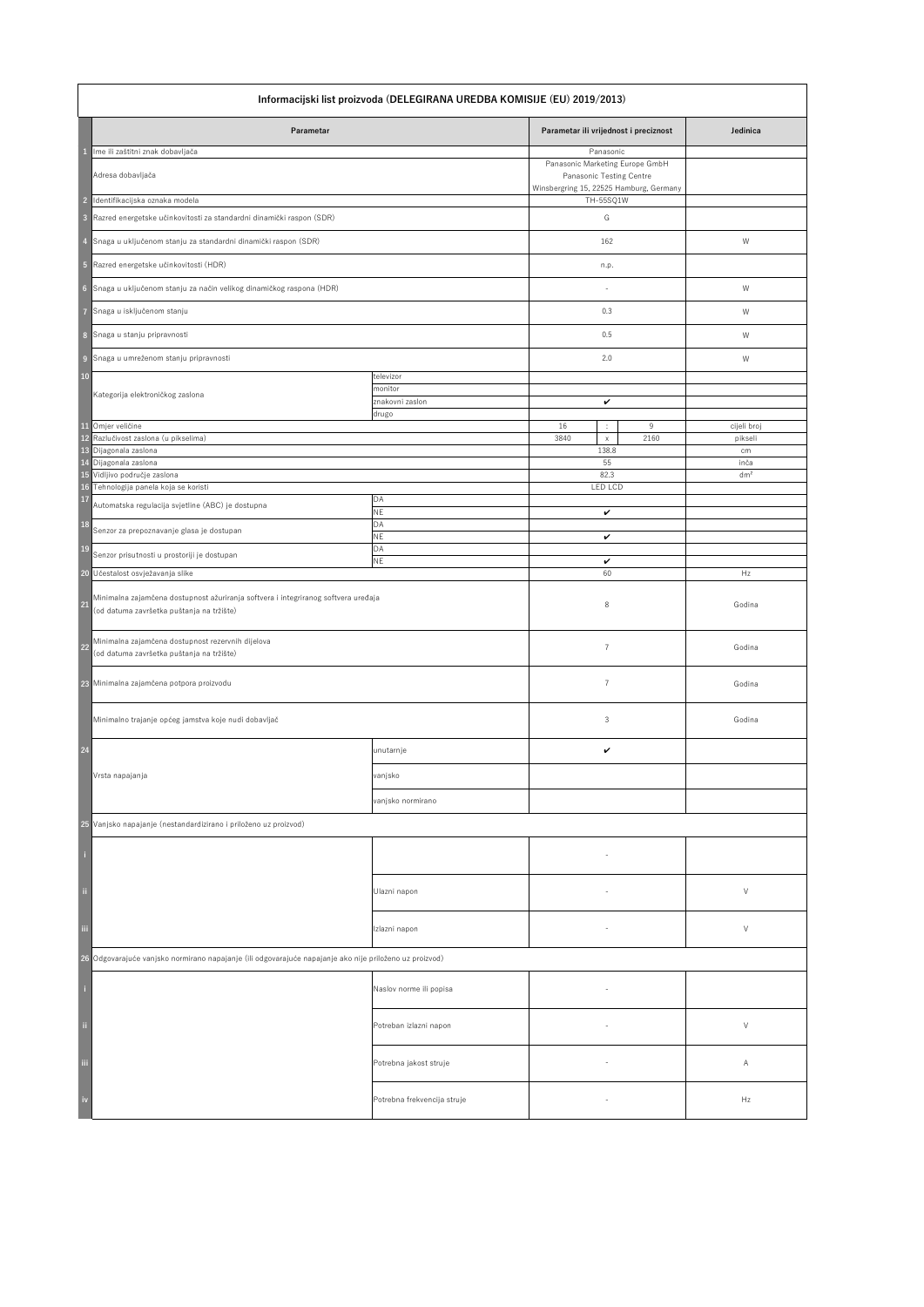**Informacijski list proizvoda (DELEGIRANA UREDBA KOMISIJE (EU) 2019/2013)**

| | Parametar | | Parametar ili vrijednost i preciznost | | | Jedinica |
|---|---|---|---|---|---|---|
| 1 | Ime ili zaštitni znak dobavljača | | Panasonic | | | |
| | Adresa dobavljača | | Panasonic Marketing Europe GmbH Panasonic Testing Centre Winsbergring 15, 22525 Hamburg, Germany | | | |
| 2 | Identifikacijska oznaka modela | | TH-55SQ1W | | | |
| 3 | Razred energetske učinkovitosti za standardni dinamički raspon (SDR) | | G | | | |
| 4 | Snaga u uključenom stanju za standardni dinamički raspon (SDR) | | 162 | | | W |
| 5 | Razred energetske učinkovitosti (HDR) | | n.p. | | | |
| 6 | Snaga u uključenom stanju za način velikog dinamičkog raspona (HDR) | | - | | | W |
| 7 | Snaga u isključenom stanju | | 0.3 | | | W |
| 8 | Snaga u stanju pripravnosti | | 0.5 | | | W |
| 9 | Snaga u umreženom stanju pripravnosti | | 2.0 | | | W |
| 10 | Kategorija elektroničkog zaslona | televizor | | | | |
| | | monitor | | | | |
| | | znakovni zaslon | ✔ | | | |
| | | drugo | | | | |
| 11 | Omjer veličine | | 16 | : | 9 | cijeli broj |
| 12 | Razlučivost zaslona (u pikselima) | | 3840 | x | 2160 | pikseli |
| 13 | Dijagonala zaslona | | 138.8 | | | cm |
| 14 | Dijagonala zaslona | | 55 | | | inča |
| 15 | Vidljivo područje zaslona | | 82.3 | | | dm² |
| 16 | Tehnologija panela koja se koristi | | LED LCD | | | |
| 17 | Automatska regulacija svjetline (ABC) je dostupna | DA | | | | |
| | | NE | ✔ | | | |
| 18 | Senzor za prepoznavanje glasa je dostupan | DA | | | | |
| | | NE | ✔ | | | |
| 19 | Senzor prisutnosti u prostoriji je dostupan | DA | | | | |
| | | NE | ✔ | | | |
| 20 | Učestalost osvježavanja slike | | 60 | | | Hz |
| 21 | Minimalna zajamčena dostupnost ažuriranja softvera i integriranog softvera uređaja (od datuma završetka puštanja na tržište) | | 8 | | | Godina |
| 22 | Minimalna zajamčena dostupnost rezervnih dijelova (od datuma završetka puštanja na tržište) | | 7 | | | Godina |
| 23 | Minimalna zajamčena potpora proizvodu | | 7 | | | Godina |
| | Minimalno trajanje općeg jamstva koje nudi dobavljač | | 3 | | | Godina |
| 24 | Vrsta napajanja | unutarnje | ✔ | | | |
| | | vanjsko | | | | |
| | | vanjsko normirano | | | | |
| 25 | Vanjsko napajanje (nestandardizirano i priloženo uz proizvod) | | | | | |
| i | | | - | | | |
| ii | | Ulazni napon | - | | | V |
| iii | | Izlazni napon | - | | | V |
| 26 | Odgovarajuće vanjsko normirano napajanje (ili odgovarajuće napajanje ako nije priloženo uz proizvod) | | | | | |
| i | | Naslov norme ili popisa | - | | | |
| ii | | Potreban izlazni napon | - | | | V |
| iii | | Potrebna jakost struje | - | | | A |
| iv | | Potrebna frekvencija struje | - | | | Hz |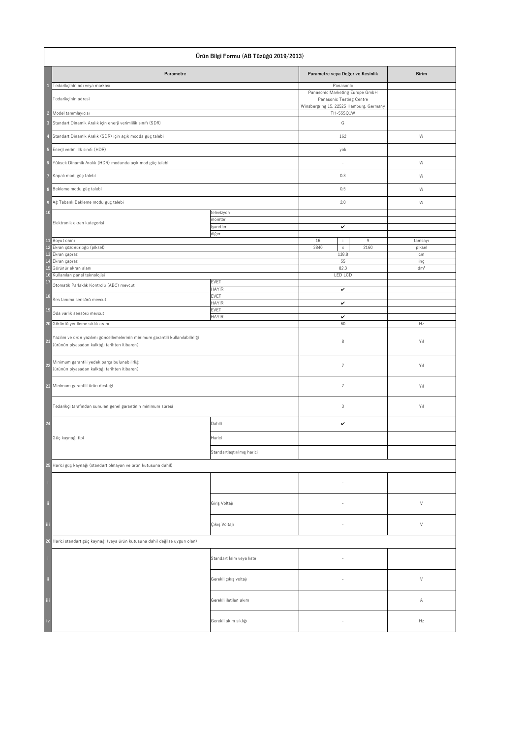# Ürün Bilgi Formu (AB Tüzüğü 2019/2013)

| | Parametre | | Parametre veya Değer ve Kesinlik | | | Birim |
|---|---|---|---|---|---|---|
| 1 | Tedarikçinin adı veya markası | | Panasonic | | | |
| | Tedarikçinin adresi | | Panasonic Marketing Europe GmbH Panasonic Testing Centre Winsbergring 15, 22525 Hamburg, Germany | | | |
| 2 | Model tanımlayıcısı | | TH-55SQ1W | | | |
| 3 | Standart Dinamik Aralık için enerji verimlilik sınıfı (SDR) | | G | | | |
| 4 | Standart Dinamik Aralık (SDR) için açık modda güç talebi | | 162 | | | W |
| 5 | Enerji verimlilik sınıfı (HDR) | | yok | | | |
| 6 | Yüksek Dinamik Aralık (HDR) modunda açık mod güç talebi | | - | | | W |
| 7 | Kapalı mod, güç talebi | | 0.3 | | | W |
| 8 | Bekleme modu güç talebi | | 0.5 | | | W |
| 9 | Ağ Tabanlı Bekleme modu güç talebi | | 2.0 | | | W |
| 10 | Elektronik ekran kategorisi | televizyon | | | | |
| | | monitör | | | | |
| | | işaretler | ✔ | | | |
| | | diğer | | | | |
| 11 | Boyut oranı | | 16 | : | 9 | tamsayı |
| 12 | Ekran çözünürlüğü (piksel) | | 3840 | x | 2160 | piksel |
| 13 | Ekran çapraz | | 138.8 | | | cm |
| 14 | Ekran çapraz | | 55 | | | inç |
| 15 | Görünür ekran alanı | | 82.3 | | | $dm^2$ |
| 16 | Kullanılan panel teknolojisi | | LED LCD | | | |
| 17 | Otomatik Parlaklık Kontrolü (ABC) mevcut | EVET | | | | |
| | | HAYIR | ✔ | | | |
| 18 | Ses tanıma sensörü mevcut | EVET | | | | |
| | | HAYIR | ✔ | | | |
| 19 | Oda varlık sensörü mevcut | EVET | | | | |
| | | HAYIR | ✔ | | | |
| 20 | Görüntü yenileme sıklık oranı | | 60 | | | Hz |
| 21 | Yazılım ve ürün yazılımı güncellemelerinin minimum garantili kullanılabilirliği (ürünün piyasadan kalktığı tarihten itibaren) | | 8 | | | Yıl |
| 22 | Minimum garantili yedek parça bulunabilirliği (ürünün piyasadan kalktığı tarihten itibaren) | | 7 | | | Yıl |
| 23 | Minimum garantili ürün desteği | | 7 | | | Yıl |
| | Tedarikçi tarafından sunulan genel garantinin minimum süresi | | 3 | | | Yıl |
| 24 | Güç kaynağı tipi | Dahili | ✔ | | | |
| | | Harici | | | | |
| | | Standartlaştırılmış harici | | | | |
| 25 | Harici güç kaynağı (standart olmayan ve ürün kutusuna dahil) | | | | | |
| i | | | - | | | |
| ii | | Giriş Voltajı | - | | | V |
| iii | | Çıkış Voltajı | - | | | V |
| 26 | Harici standart güç kaynağı (veya ürün kutusuna dahil değilse uygun olan) | | | | | |
| i | | Standart İsim veya liste | - | | | |
| ii | | Gerekli çıkış voltajı | - | | | V |
| iii | | Gerekli iletilen akım | - | | | A |
| iv | | Gerekli akım sıklığı | - | | | Hz |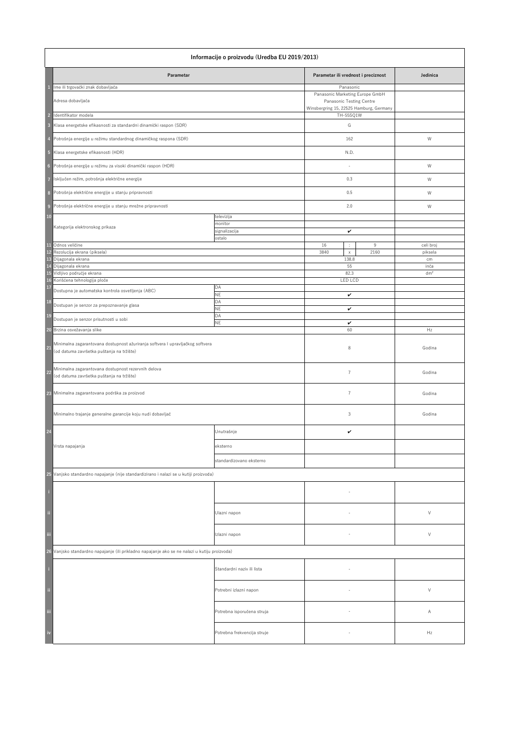| | Informacije o proizvodu (Uredba EU 2019/2013) | | | | | |
|---|---|---|---|---|---|---|
| | **Parametar** | | **Parametar ili vrednost i preciznost** | | | **Jedinica** |
| 1 | Ime ili trgovački znak dobavljača | | Panasonic | | | |
| | Adresa dobavljača | | Panasonic Marketing Europe GmbH<br>Panasonic Testing Centre<br>Winsbergring 15, 22525 Hamburg, Germany | | | |
| 2 | Identifikator modela | | TH-55SQ1W | | | |
| 3 | Klasa energetske efikasnosti za standardni dinamički raspon (SDR) | | G | | | |
| 4 | Potrošnja energije u režimu standardnog dinamičkog raspona (SDR) | | 162 | | | W |
| 5 | Klasa energetske efikasnosti (HDR) | | N.D. | | | |
| 6 | Potrošnja energije u režimu za visoki dinamički raspon (HDR) | | - | | | W |
| 7 | Isključen režim, potrošnja električne energije | | 0.3 | | | W |
| 8 | Potrošnja električne energije u stanju pripravnosti | | 0.5 | | | W |
| 9 | Potrošnja električne energije u stanju mrežne pripravnosti | | 2.0 | | | W |
| 10 | Kategorija elektronskog prikaza | televizija | | | | |
| | | monitor | | | | |
| | | signalizacija | ✔ | | | |
| | | ostalo | | | | |
| 11 | Odnos veličine | | 16 | : | 9 | celi broj |
| 12 | Rezolucija ekrana (piksela) | | 3840 | x | 2160 | piksela |
| 13 | Dijagonala ekrana | | 138.8 | | | cm |
| 14 | Dijagonala ekrana | | 55 | | | inča |
| 15 | Vidljivo područje ekrana | | 82.3 | | | dm² |
| 16 | Korišćena tehnologija ploče | | LED LCD | | | |
| 17 | Dostupna je automatska kontrola osvetljenja (ABC) | DA | | | | |
| | | NE | ✔ | | | |
| 18 | Dostupan je senzor za prepoznavanje glasa | DA | | | | |
| | | NE | ✔ | | | |
| 19 | Dostupan je senzor prisutnosti u sobi | DA | | | | |
| | | NE | ✔ | | | |
| 20 | Brzina osvežavanja slike | | 60 | | | Hz |
| 21 | Minimalna zagarantovana dostupnost ažuriranja softvera i upravljačkog softvera (od datuma završetka puštanja na tržište) | | 8 | | | Godina |
| 22 | Minimalna zagarantovana dostupnost rezervnih delova (od datuma završetka puštanja na tržište) | | 7 | | | Godina |
| 23 | Minimalna zagarantovana podrška za proizvod | | 7 | | | Godina |
| | Minimalno trajanje generalne garancije koju nudi dobavljač | | 3 | | | Godina |
| 24 | Vrsta napajanja | Unutrašnje | ✔ | | | |
| | | eksterno | | | | |
| | | standardizovano eksterno | | | | |
| 25 | Vanjsko standardno napajanje (nije standardizirano i nalazi se u kutiji proizvoda) | | | | | |
| i | | | - | | | |
| ii | | Ulazni napon | - | | | V |
| iii | | Izlazni napon | - | | | V |
| 26 | Vanjsko standardno napajanje (ili prikladno napajanje ako se ne nalazi u kutiju proizvoda) | | | | | |
| i | | Standardni naziv ili lista | - | | | |
| ii | | Potrebni izlazni napon | - | | | V |
| iii | | Potrebna isporučena struja | - | | | A |
| iv | | Potrebna frekvencija struje | - | | | Hz |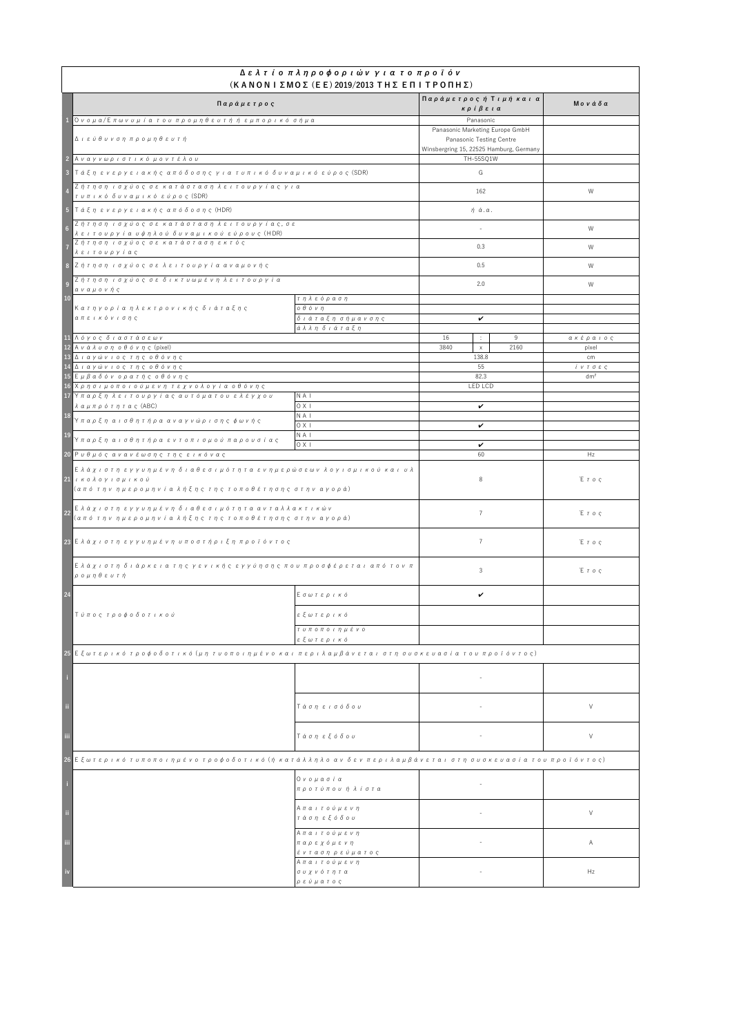# Δελτίο πληροφοριών για το προϊόν
## (ΚΑΝΟΝΙΣΜΟΣ (ΕΕ) 2019/2013 ΤΗΣ ΕΠΙΤΡΟΠΗΣ)

| | Παράμετρος | | Παράμετρος ή Τιμή και α κρίβεια | | | Μονάδα |
|---|---|---|---|---|---|---|
| 1 | Ονομα/Επωνυμία του προμηθευτή ή εμπορικό σήμα | | Panasonic | | | |
| | Διεύθυνση προμηθευτή | | Panasonic Marketing Europe GmbH Panasonic Testing Centre Winsbergring 15, 22525 Hamburg, Germany | | | |
| 2 | Αναγνωριστικό μοντέλου | | TH-55SQ1W | | | |
| 3 | Τάξη ενεργειακής απόδοσης για τυπικό δυναμικό εύρος (SDR) | | G | | | |
| 4 | Ζήτηση ισχύος σε κατάσταση λειτουργίας για τυπικό δυναμικό εύρος (SDR) | | 162 | | | W |
| 5 | Τάξη ενεργειακής απόδοσης (HDR) | | ή.ά.α. | | | |
| 6 | Ζήτηση ισχύος σε κατάσταση λειτουργίας, σε λειτουργία υψηλού δυναμικού εύρους (HDR) | | - | | | W |
| 7 | Ζήτηση ισχύος σε κατάσταση εκτός λειτουργίας | | 0.3 | | | W |
| 8 | Ζήτηση ισχύος σε λειτουργία αναμονής | | 0.5 | | | W |
| 9 | Ζήτηση ισχύος σε δικτυωμένη λειτουργία αναμονής | | 2.0 | | | W |
| 10 | Κατηγορία ηλεκτρονικής διάταξης απεικόνισης | τηλεόραση | | | | |
| | | οθόνη | | | | |
| | | διάταξη σήμανσης | ✔ | | | |
| | | άλλη διάταξη | | | | |
| 11 | Λόγος διαστάσεων | | 16 | : | 9 | ακέραιος |
| 12 | Ανάλυση οθόνης (pixel) | | 3840 | x | 2160 | pixel |
| 13 | Διαγώνιος της οθόνης | | 138.8 | | | cm |
| 14 | Διαγώνιος της οθόνης | | 55 | | | ίντσες |
| 15 | Εμβαδόν ορατής οθόνης | | 82.3 | | | dm² |
| 16 | Χρησιμοποιούμενη τεχνολογία οθόνης | | LED LCD | | | |
| 17 | Υπαρξη λειτουργίας αυτόματου ελέγχου λαμπρότητας (ABC) | ΝΑΙ | | | | |
| | | ΟΧΙ | ✔ | | | |
| 18 | Υπαρξη αισθητήρα αναγνώρισης φωνής | ΝΑΙ | | | | |
| | | ΟΧΙ | ✔ | | | |
| 19 | Υπαρξη αισθητήρα εντοπισμού παρουσίας | ΝΑΙ | | | | |
| | | ΟΧΙ | ✔ | | | |
| 20 | Ρυθμός ανανέωσης της εικόνας | | 60 | | | Hz |
| 21 | Ελάχιστη εγγυημένη διαθεσιμότητα ενημερώσεων λογισμικού και υλικολογισμικού (από την ημερομηνία λήξης της τοποθέτησης στην αγορά) | | 8 | | | Έτος |
| 22 | Ελάχιστη εγγυημένη διαθεσιμότητα ανταλλακτικών (από την ημερομηνία λήξης της τοποθέτησης στην αγορά) | | 7 | | | Έτος |
| 23 | Ελάχιστη εγγυημένη υποστήριξη προϊόντος | | 7 | | | Έτος |
| | Ελάχιστη διάρκεια της γενικής εγγύησης που προσφέρεται από τον προμηθευτή | | 3 | | | Έτος |
| 24 | Τύπος τροφοδοτικού | Εσωτερικό | ✔ | | | |
| | | εξωτερικό | | | | |
| | | τυποποιημένο εξωτερικό | | | | |
| 25 | Εξωτερικό τροφοδοτικό (μη τυποποιημένο και περιλαμβάνεται στη συσκευασία του προϊόντος) | | | | | |
| i | | | - | | | |
| ii | | Τάση εισόδου | - | | | V |
| iii | | Τάση εξόδου | - | | | V |
| 26 | Εξωτερικό τυποποιημένο τροφοδοτικό (ή κατάλληλο αν δεν περιλαμβάνεται στη συσκευασία του προϊόντος) | | | | | |
| i | | Ονομασία προτύπου ή λίστα | - | | | |
| ii | | Απαιτούμενη τάση εξόδου | - | | | V |
| iii | | Απαιτούμενη παρεχόμενη ένταση ρεύματος | - | | | A |
| iv | | Απαιτούμενη συχνότητα ρεύματος | - | | | Hz |